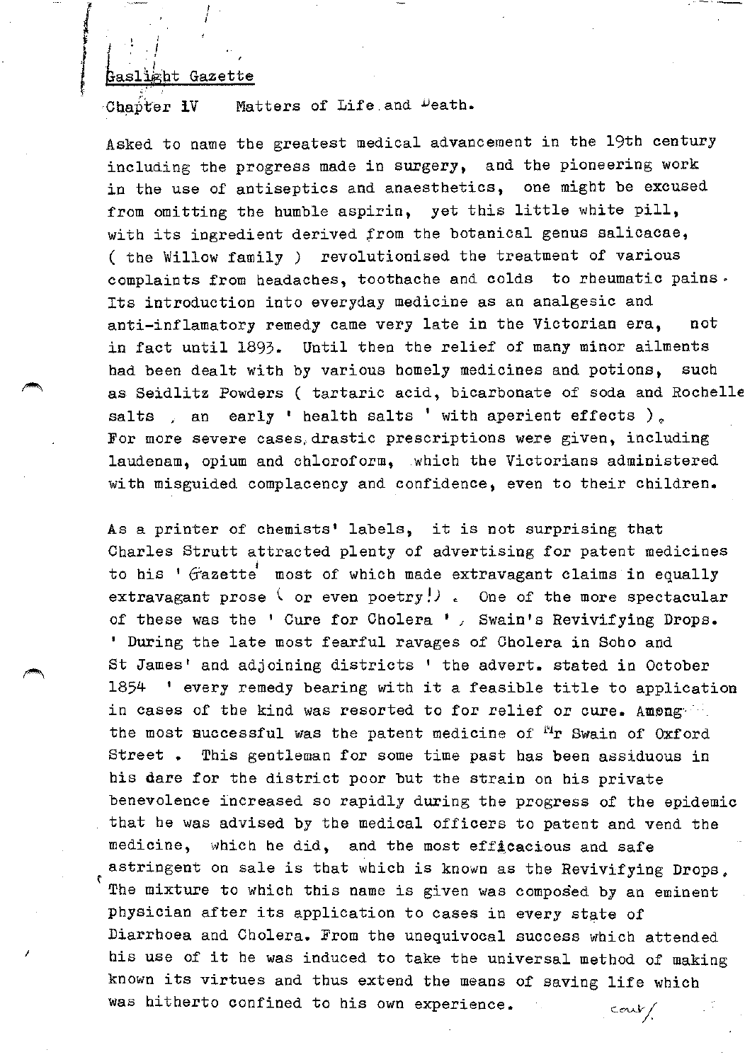Gaslight Gazette

Chapter IV  Matters of Life and Death.

Asked to name the greatest medical advancement in the 19th century including the progress made in surgery, and the pioneering work in the use of antiseptics and anaesthetics, one might be excused from omitting the humble aspirin, yet this little white pill, with its ingredient derived from the botanical genus salicacae, ( the Willow family ) revolutionised the treatment of various complaints from headaches, toothache and colds to rheumatic pains. Its introduction into everyday medicine as an analgesic and anti-inflamatory remedy came very late in the Victorian era, not in fact until 1893. Until then the relief of many minor ailments had been dealt with by various homely medicines and potions, such as Seidlitz Powders ( tartaric acid, bicarbonate of soda and Rochelle salts , an early ' health salts ' with aperient effects ). For more severe cases, drastic prescriptions were given, including laudenam, opium and chloroform, which the Victorians administered with misguided complacency and confidence, even to their children.

As a printer of chemists' labels, it is not surprising that Charles Strutt attracted plenty of advertising for patent medicines to his ' Gazette ' most of which made extravagant claims in equally extravagant prose ( or even poetry!) . One of the more spectacular of these was the ' Cure for Cholera ' , Swain's Revivifying Drops. ' During the late most fearful ravages of Cholera in Soho and St James' and adjoining districts ' the advert. stated in October 1854 ' every remedy bearing with it a feasible title to application in cases of the kind was resorted to for relief or cure. Among the most successful was the patent medicine of Mr Swain of Oxford Street . This gentleman for some time past has been assiduous in his dare for the district poor but the strain on his private benevolence increased so rapidly during the progress of the epidemic that he was advised by the medical officers to patent and vend the medicine, which he did, and the most efficacious and safe astringent on sale is that which is known as the Revivifying Drops. The mixture to which this name is given was composed by an eminent physician after its application to cases in every state of Diarrhoea and Cholera. From the unequivocal success which attended his use of it he was induced to take the universal method of making known its virtues and thus extend the means of saving life which was hitherto confined to his own experience.

cont/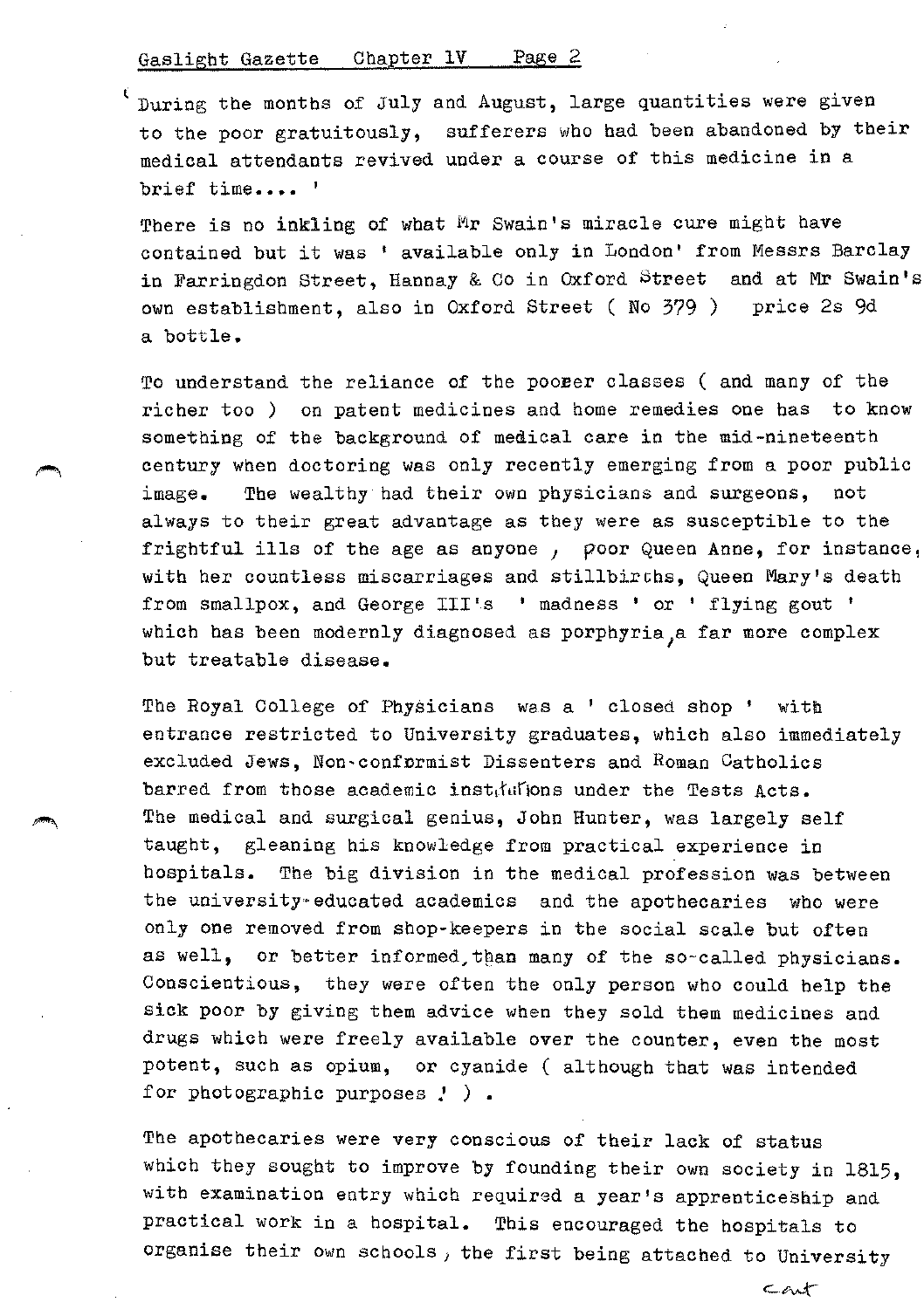During the months of July and August, large quantities were given to the poor gratuitously, sufferers who had been abandoned by their medical attendants revived under a course of this medicine in a brief time.... '

There is no inkling of what Mr Swain's miracle cure might have contained but it was ' available only in London' from Messrs Barclay in Farringdon Street, Hannay & Co in Oxford Street and at Mr Swain's own establishment, also in Oxford Street ( No 379 ) price 2s 9d a bottle.

To understand the reliance of the poorer classes ( and many of the richer too ) on patent medicines and home remedies one has to know something of the background of medical care in the mid-nineteenth century when doctoring was only recently emerging from a poor public image. The wealthy had their own physicians and surgeons, not always to their great advantage as they were as susceptible to the frightful ills of the age as anyone , poor Queen Anne, for instance, with her countless miscarriages and stillbirths, Queen Mary's death from smallpox, and George III's ' madness ' or ' flying gout ' which has been modernly diagnosed as porphyria, a far more complex but treatable disease.

The Royal College of Physicians was a ' closed shop ' with entrance restricted to University graduates, which also immediately excluded Jews, Non-conformist Dissenters and Roman Catholics barred from those academic institutions under the Tests Acts. The medical and surgical genius, John Hunter, was largely self taught, gleaning his knowledge from practical experience in hospitals. The big division in the medical profession was between the university-educated academics and the apothecaries who were only one removed from shop-keepers in the social scale but often as well, or better informed, than many of the so-called physicians. Conscientious, they were often the only person who could help the sick poor by giving them advice when they sold them medicines and drugs which were freely available over the counter, even the most potent, such as opium, or cyanide ( although that was intended for photographic purposes ! ) .

The apothecaries were very conscious of their lack of status which they sought to improve by founding their own society in 1815, with examination entry which required a year's apprenticeship and practical work in a hospital. This encouraged the hospitals to organise their own schools, the first being attached to University

cont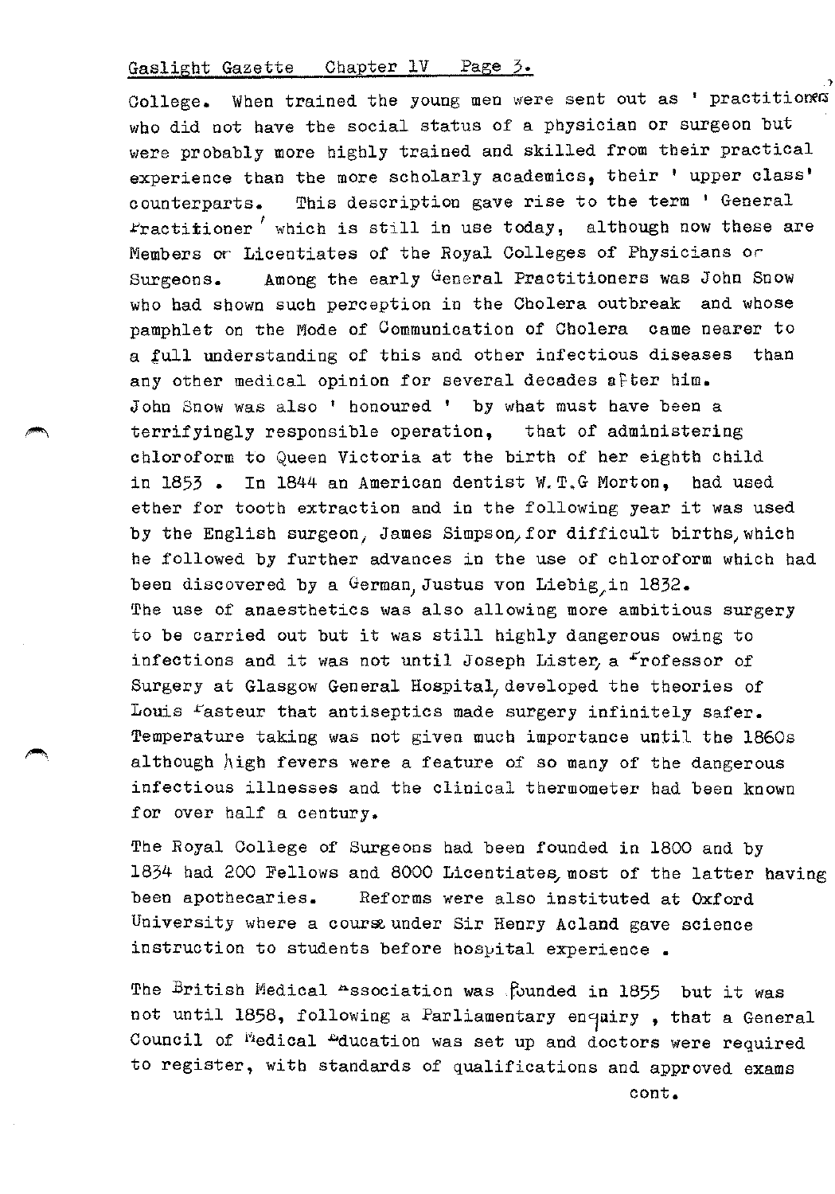College. When trained the young men were sent out as ' practitioners who did not have the social status of a physician or surgeon but were probably more highly trained and skilled from their practical experience than the more scholarly academics, their ' upper class' counterparts. This description gave rise to the term ' General Practitioner ' which is still in use today, although now these are Members or Licentiates of the Royal Colleges of Physicians or Surgeons. Among the early General Practitioners was John Snow who had shown such perception in the Cholera outbreak and whose pamphlet on the Mode of Communication of Cholera came nearer to a full understanding of this and other infectious diseases than any other medical opinion for several decades after him. John Snow was also ' honoured ' by what must have been a terrifyingly responsible operation, that of administering chloroform to Queen Victoria at the birth of her eighth child in 1853 . In 1844 an American dentist W.T.G Morton, had used ether for tooth extraction and in the following year it was used by the English surgeon, James Simpson, for difficult births, which he followed by further advances in the use of chloroform which had been discovered by a German, Justus von Liebig, in 1832. The use of anaesthetics was also allowing more ambitious surgery to be carried out but it was still highly dangerous owing to infections and it was not until Joseph Lister, a Professor of Surgery at Glasgow General Hospital, developed the theories of Louis Pasteur that antiseptics made surgery infinitely safer. Temperature taking was not given much importance until the 1860s although high fevers were a feature of so many of the dangerous infectious illnesses and the clinical thermometer had been known for over half a century.

The Royal College of Surgeons had been founded in 1800 and by 1834 had 200 Fellows and 8000 Licentiates, most of the latter having been apothecaries. Reforms were also instituted at Oxford University where a course under Sir Henry Acland gave science instruction to students before hospital experience .

The British Medical Association was founded in 1855 but it was not until 1858, following a Parliamentary enquiry , that a General Council of Medical Education was set up and doctors were required to register, with standards of qualifications and approved exams

cont.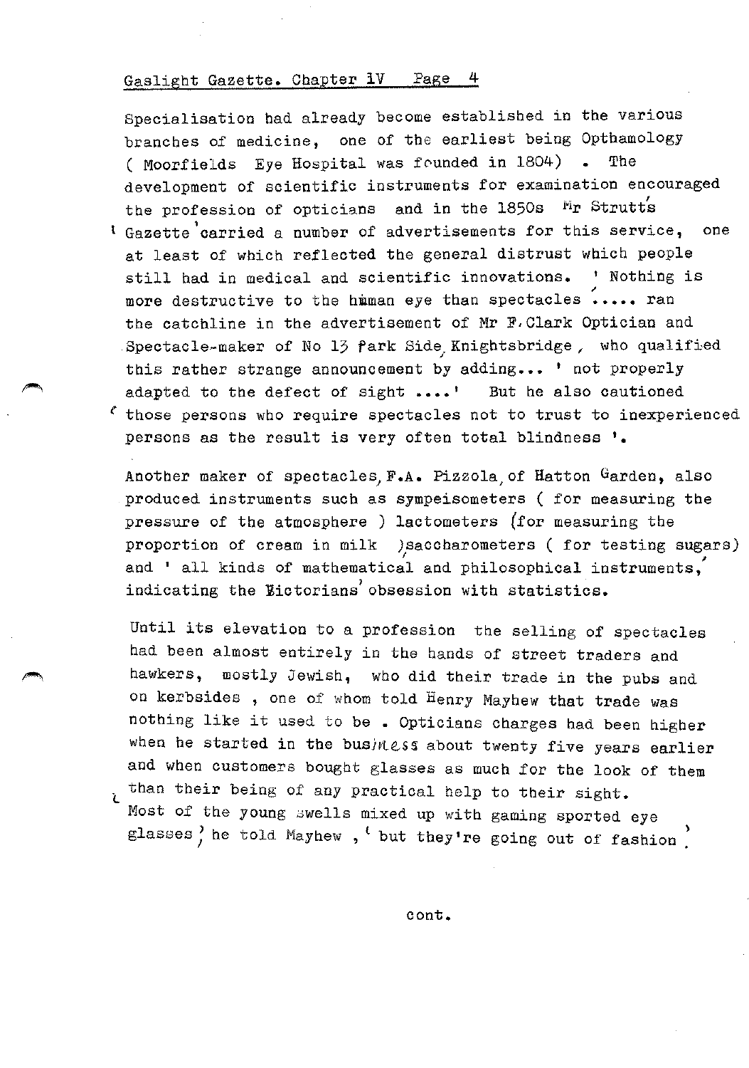Specialisation had already become established in the various branches of medicine, one of the earliest being Opthamology ( Moorfields Eye Hospital was founded in 1804) . The development of scientific instruments for examination encouraged the profession of opticians and in the 1850s Mr Strutt's Gazette carried a number of advertisements for this service, one at least of which reflected the general distrust which people still had in medical and scientific innovations. ' Nothing is more destructive to the human eye than spectacles ..... ran the catchline in the advertisement of Mr F.Clark Optician and Spectacle-maker of No 13 Park Side, Knightsbridge, who qualified this rather strange announcement by adding... ' not properly adapted to the defect of sight ....' But he also cautioned ' those persons who require spectacles not to trust to inexperienced persons as the result is very often total blindness '.

Another maker of spectacles, F.A. Pizzola, of Hatton Garden, also produced instruments such as sympeisometers ( for measuring the pressure of the atmosphere ) lactometers (for measuring the proportion of cream in milk ) saccharometers ( for testing sugars) and ' all kinds of mathematical and philosophical instruments,' indicating the Victorians' obsession with statistics.

Until its elevation to a profession the selling of spectacles had been almost entirely in the hands of street traders and hawkers, mostly Jewish, who did their trade in the pubs and on kerbsides , one of whom told Henry Mayhew that trade was nothing like it used to be . Opticians charges had been higher when he started in the business about twenty five years earlier and when customers bought glasses as much for the look of them than their being of any practical help to their sight. ' Most of the young swells mixed up with gaming sported eye glasses,' he told Mayhew , ' but they're going out of fashion '.

cont.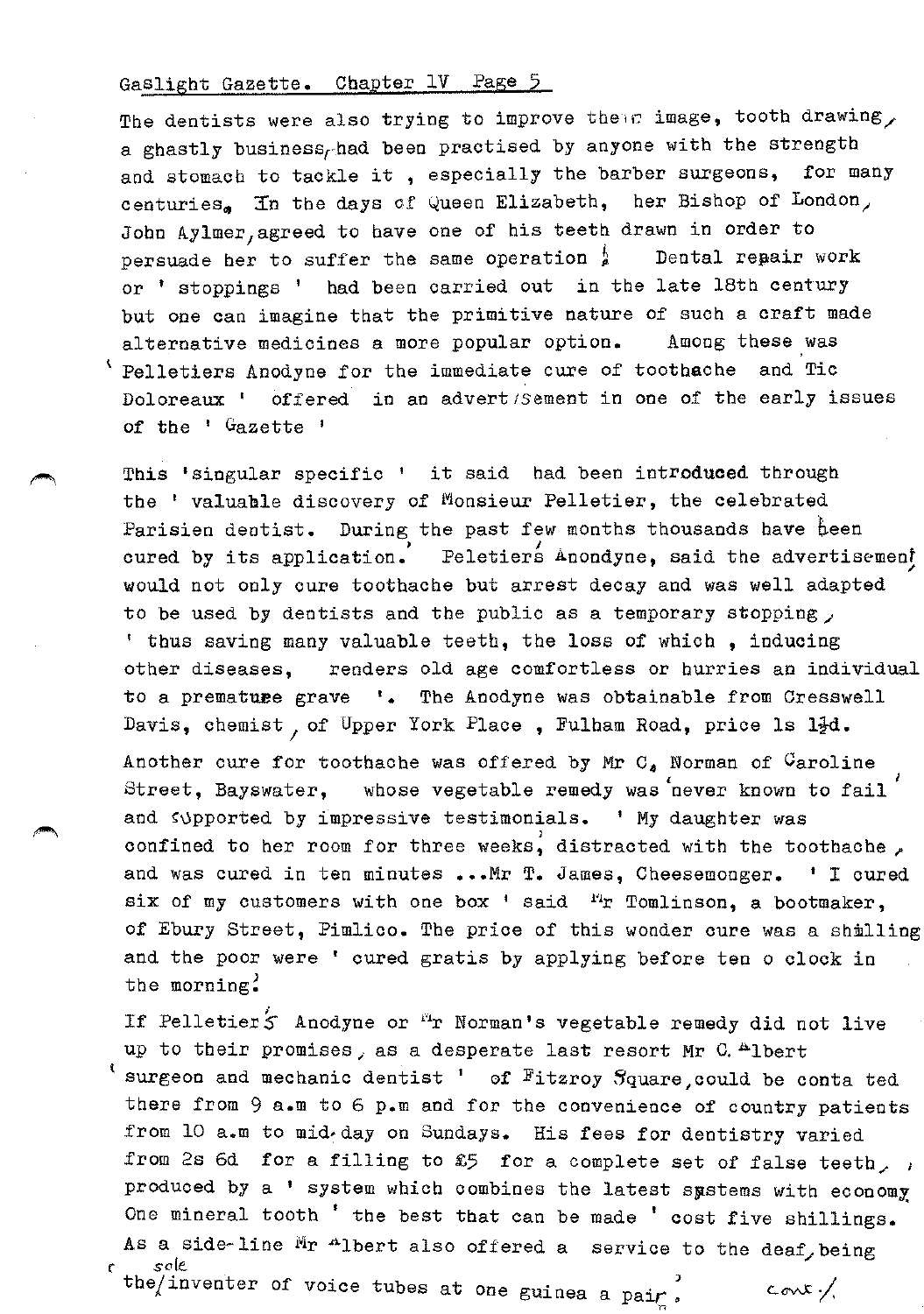The dentists were also trying to improve their image, tooth drawing, a ghastly business, had been practised by anyone with the strength and stomach to tackle it , especially the barber surgeons, for many centuries. In the days of Queen Elizabeth, her Bishop of London, John Aylmer, agreed to have one of his teeth drawn in order to persuade her to suffer the same operation ! Dental repair work or ' stoppings ' had been carried out in the late 18th century but one can imagine that the primitive nature of such a craft made alternative medicines a more popular option. Among these was ' Pelletiers Anodyne for the immediate cure of toothache and Tic Doloreaux ' offered in an advertisement in one of the early issues of the ' Gazette '

This 'singular specific ' it said had been introduced through the ' valuable discovery of Monsieur Pelletier, the celebrated Parisien dentist. During the past few months thousands have been cured by its application.' Peletiers Anondyne, said the advertisement would not only cure toothache but arrest decay and was well adapted to be used by dentists and the public as a temporary stopping, ' thus saving many valuable teeth, the loss of which , inducing other diseases, renders old age comfortless or hurries an individual to a premature grave '. The Anodyne was obtainable from Cresswell Davis, chemist, of Upper York Place , Fulham Road, price 1s 1½d.

Another cure for toothache was offered by Mr C. Norman of Caroline Street, Bayswater, whose vegetable remedy was 'never known to fail' and supported by impressive testimonials. ' My daughter was confined to her room for three weeks, distracted with the toothache, and was cured in ten minutes ...Mr T. James, Cheesemonger. ' I cured six of my customers with one box ' said Mr Tomlinson, a bootmaker, of Ebury Street, Pimlico. The price of this wonder cure was a shilling and the poor were ' cured gratis by applying before ten o clock in the morning.'

If Pelletier's Anodyne or Mr Norman's vegetable remedy did not live up to their promises, as a desperate last resort Mr C. Albert ' surgeon and mechanic dentist ' of Fitzroy Square, could be contacted there from 9 a.m to 6 p.m and for the convenience of country patients from 10 a.m to mid-day on Sundays. His fees for dentistry varied from 2s 6d for a filling to £5 for a complete set of false teeth, produced by a ' system which combines the latest systems with economy One mineral tooth ' the best that can be made ' cost five shillings. As a side-line Mr Albert also offered a service to the deaf, being the sole inventer of voice tubes at one guinea a pair.'

cont./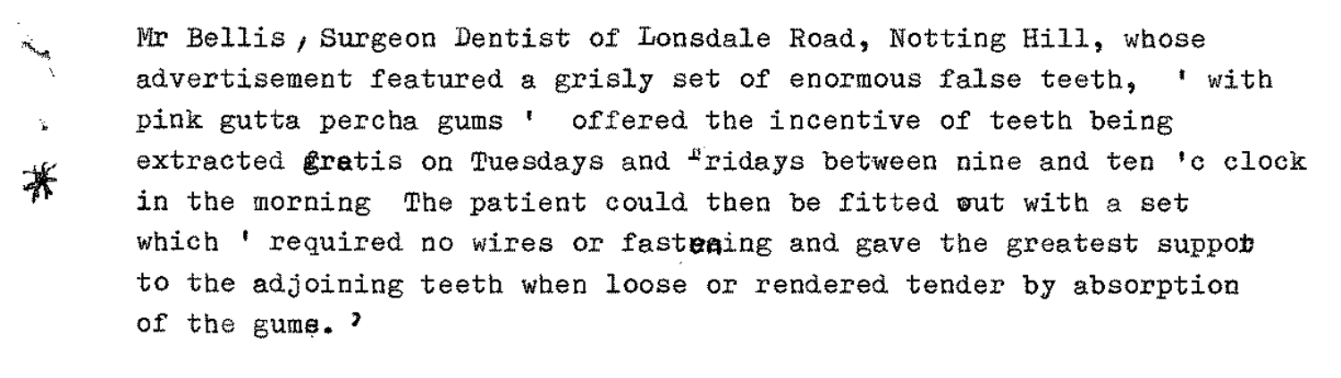Mr Bellis, Surgeon Dentist of Lonsdale Road, Notting Hill, whose advertisement featured a grisly set of enormous false teeth, ' with pink gutta percha gums ' offered the incentive of teeth being extracted gratis on Tuesdays and Fridays between nine and ten 'c clock in the morning The patient could then be fitted out with a set which ' required no wires or fastening and gave the greatest suppot to the adjoining teeth when loose or rendered tender by absorption of the gums. '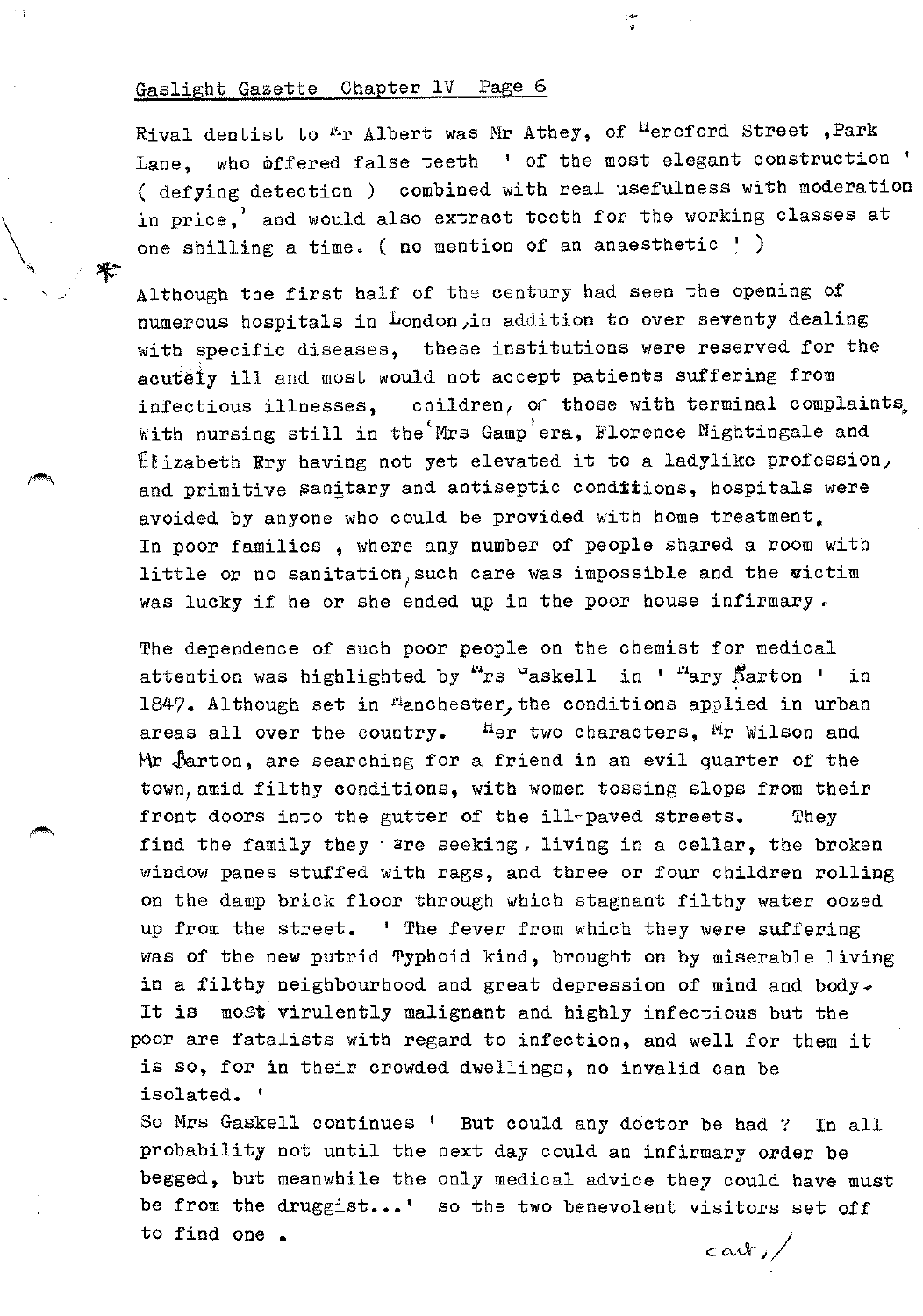Rival dentist to Mr Albert was Mr Athey, of Hereford Street ,Park Lane, who offered false teeth ' of the most elegant construction ' ( defying detection ) combined with real usefulness with moderation in price,' and would also extract teeth for the working classes at one shilling a time. ( no mention of an anaesthetic ! )

Although the first half of the century had seen the opening of numerous hospitals in London,in addition to over seventy dealing with specific diseases, these institutions were reserved for the acutely ill and most would not accept patients suffering from infectious illnesses, children, or those with terminal complaints. With nursing still in the 'Mrs Gamp' era, Florence Nightingale and Elizabeth Fry having not yet elevated it to a ladylike profession, and primitive sanitary and antiseptic conditions, hospitals were avoided by anyone who could be provided with home treatment. In poor families , where any number of people shared a room with little or no sanitation,such care was impossible and the victim was lucky if he or she ended up in the poor house infirmary.

The dependence of such poor people on the chemist for medical attention was highlighted by Mrs Gaskell in ' Mary Barton ' in 1847. Although set in Manchester,the conditions applied in urban areas all over the country. Her two characters, Mr Wilson and Mr Barton, are searching for a friend in an evil quarter of the town,amid filthy conditions, with women tossing slops from their front doors into the gutter of the ill-paved streets. They find the family they are seeking, living in a cellar, the broken window panes stuffed with rags, and three or four children rolling on the damp brick floor through which stagnant filthy water oozed up from the street. ' The fever from which they were suffering was of the new putrid Typhoid kind, brought on by miserable living in a filthy neighbourhood and great depression of mind and body. It is most virulently malignant and highly infectious but the poor are fatalists with regard to infection, and well for them it is so, for in their crowded dwellings, no invalid can be isolated. '

So Mrs Gaskell continues ' But could any doctor be had ? In all probability not until the next day could an infirmary order be begged, but meanwhile the only medical advice they could have must be from the druggist...' so the two benevolent visitors set off to find one .

cont,/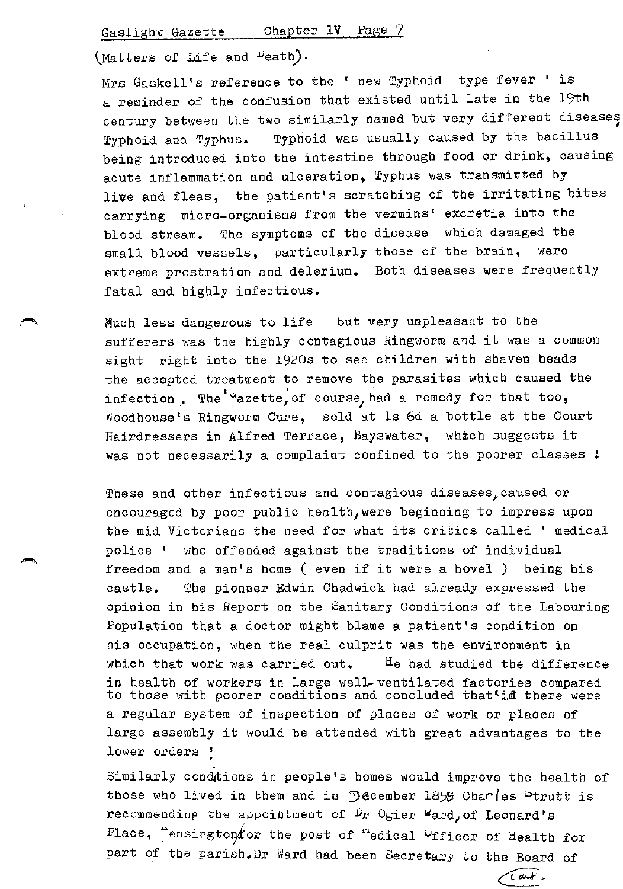(Matters of Life and Death).

Mrs Gaskell's reference to the ' new Typhoid type fever ' is a reminder of the confusion that existed until late in the 19th century between the two similarly named but very different diseases, Typhoid and Typhus. Typhoid was usually caused by the bacillus being introduced into the intestine through food or drink, causing acute inflammation and ulceration, Typhus was transmitted by lice and fleas, the patient's scratching of the irritating bites carrying micro-organisms from the vermins' excretia into the blood stream. The symptoms of the disease which damaged the small blood vessels, particularly those of the brain, were extreme prostration and delerium. Both diseases were frequently fatal and highly infectious.

Much less dangerous to life but very unpleasant to the sufferers was the highly contagious Ringworm and it was a common sight right into the 1920s to see children with shaven heads the accepted treatment to remove the parasites which caused the infection. The 'Gazette', of course, had a remedy for that too, Woodhouse's Ringworm Cure, sold at 1s 6d a bottle at the Court Hairdressers in Alfred Terrace, Bayswater, which suggests it was not necessarily a complaint confined to the poorer classes !

These and other infectious and contagious diseases, caused or encouraged by poor public health, were beginning to impress upon the mid Victorians the need for what its critics called ' medical police ' who offended against the traditions of individual freedom and a man's home ( even if it were a hovel ) being his castle. The pioneer Edwin Chadwick had already expressed the opinion in his Report on the Sanitary Conditions of the Labouring Population that a doctor might blame a patient's condition on his occupation, when the real culprit was the environment in which that work was carried out. He had studied the difference in health of workers in large well-ventilated factories compared to those with poorer conditions and concluded that 'if there were a regular system of inspection of places of work or places of large assembly it would be attended with great advantages to the lower orders !

Similarly conditions in people's homes would improve the health of those who lived in them and in December 1855 Charles Strutt is recommending the appointment of Dr Ogier Ward, of Leonard's Place, Kensington for the post of Medical Officer of Health for part of the parish. Dr Ward had been Secretary to the Board of

cont.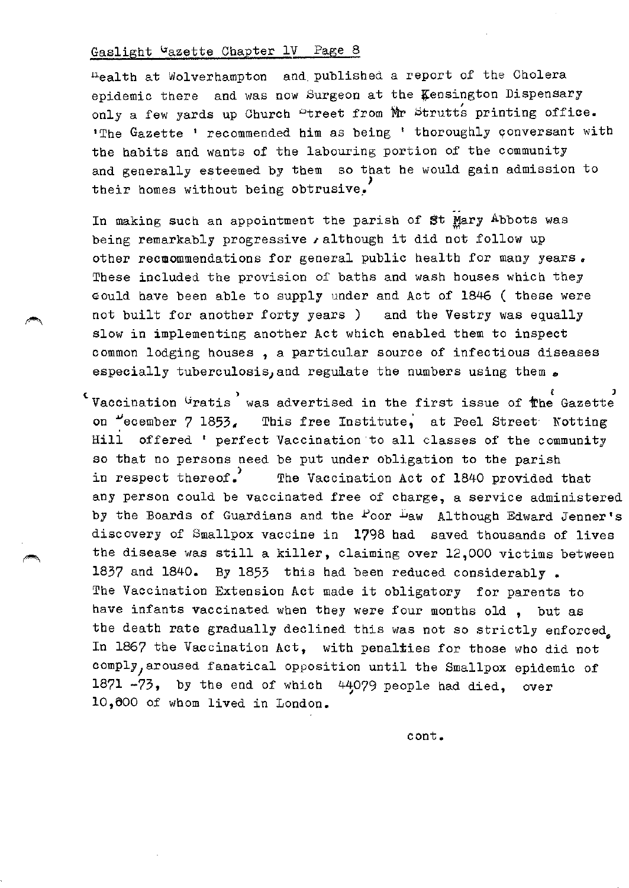Health at Wolverhampton and published a report of the Cholera epidemic there and was now Surgeon at the Kensington Dispensary only a few yards up Church Street from Mr Strutt's printing office. 'The Gazette ' recommended him as being ' thoroughly conversant with the habits and wants of the labouring portion of the community and generally esteemed by them so that he would gain admission to their homes without being obtrusive.'

In making such an appointment the parish of St Mary Abbots was being remarkably progressive , although it did not follow up other recommendations for general public health for many years. These included the provision of baths and wash houses which they could have been able to supply under and Act of 1846 ( these were not built for another forty years ) and the Vestry was equally slow in implementing another Act which enabled them to inspect common lodging houses , a particular source of infectious diseases especially tuberculosis, and regulate the numbers using them.

'Vaccination Gratis' was advertised in the first issue of 'The Gazette' on December 7 1853. This free Institute, at Peel Street Notting Hill offered ' perfect Vaccination to all classes of the community so that no persons need be put under obligation to the parish in respect thereof.' The Vaccination Act of 1840 provided that any person could be vaccinated free of charge, a service administered by the Boards of Guardians and the Poor Law Although Edward Jenner's discovery of Smallpox vaccine in 1798 had saved thousands of lives the disease was still a killer, claiming over 12,000 victims between 1837 and 1840. By 1853 this had been reduced considerably . The Vaccination Extension Act made it obligatory for parents to have infants vaccinated when they were four months old , but as the death rate gradually declined this was not so strictly enforced. In 1867 the Vaccination Act, with penalties for those who did not comply, aroused fanatical opposition until the Smallpox epidemic of 1871 -73, by the end of which 44,079 people had died, over 10,800 of whom lived in London.

cont.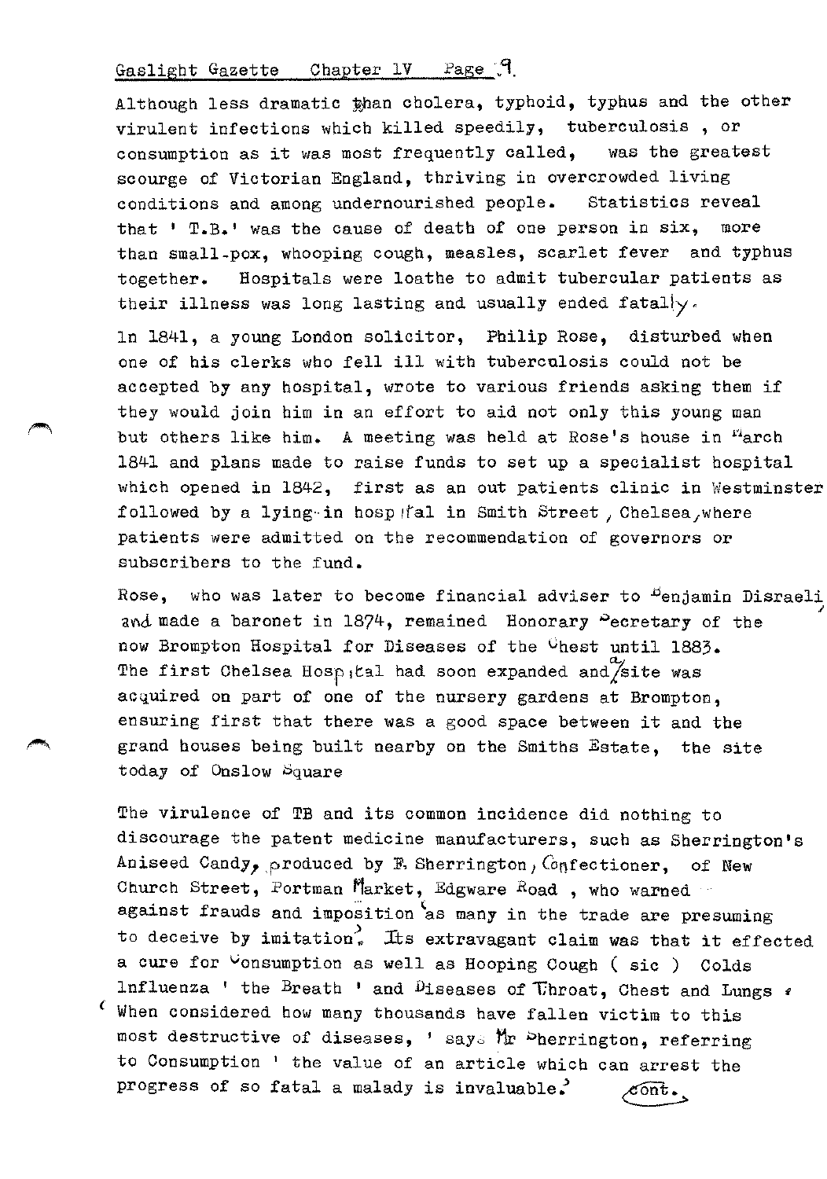Although less dramatic than cholera, typhoid, typhus and the other virulent infections which killed speedily, tuberculosis , or consumption as it was most frequently called, was the greatest scourge of Victorian England, thriving in overcrowded living conditions and among undernourished people. Statistics reveal that ' T.B.' was the cause of death of one person in six, more than small-pox, whooping cough, measles, scarlet fever and typhus together. Hospitals were loathe to admit tubercular patients as their illness was long lasting and usually ended fatally.

In 1841, a young London solicitor, Philip Rose, disturbed when one of his clerks who fell ill with tuberculosis could not be accepted by any hospital, wrote to various friends asking them if they would join him in an effort to aid not only this young man but others like him. A meeting was held at Rose's house in March 1841 and plans made to raise funds to set up a specialist hospital which opened in 1842, first as an out patients clinic in Westminster followed by a lying-in hospital in Smith Street, Chelsea, where patients were admitted on the recommendation of governors or subscribers to the fund.

Rose, who was later to become financial adviser to Benjamin Disraeli and made a baronet in 1874, remained Honorary Secretary of the now Brompton Hospital for Diseases of the Chest until 1883. The first Chelsea Hospital had soon expanded and a site was acquired on part of one of the nursery gardens at Brompton, ensuring first that there was a good space between it and the grand houses being built nearby on the Smiths Estate, the site today of Onslow Square

The virulence of TB and its common incidence did nothing to discourage the patent medicine manufacturers, such as Sherrington's Aniseed Candy, produced by F. Sherrington, Confectioner, of New Church Street, Portman Market, Edgware Road , who warned against frauds and imposition 'as many in the trade are presuming to deceive by imitation'. Its extravagant claim was that it effected a cure for Consumption as well as Hooping Cough ( sic ) Colds Influenza ' the Breath ' and Diseases of Throat, Chest and Lungs . ' When considered how many thousands have fallen victim to this most destructive of diseases, ' says Mr Sherrington, referring to Consumption ' the value of an article which can arrest the progress of so fatal a malady is invaluable.' cont.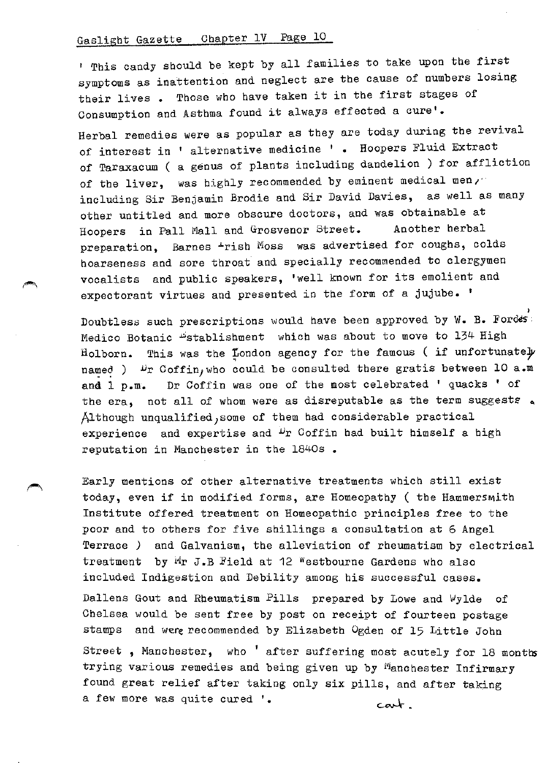' This candy should be kept by all families to take upon the first symptoms as inattention and neglect are the cause of numbers losing their lives . Those who have taken it in the first stages of Consumption and Asthma found it always effected a cure'.

Herbal remedies were as popular as they are today during the revival of interest in ' alternative medicine ' . Hoopers Fluid Extract of Taraxacum ( a genus of plants including dandelion ) for affliction of the liver, was highly recommended by eminent medical men, including Sir Benjamin Brodie and Sir David Davies, as well as many other untitled and more obscure doctors, and was obtainable at Hoopers in Pall Mall and Grosvenor Street. Another herbal preparation, Barnes Irish Moss was advertised for coughs, colds hoarseness and sore throat and specially recommended to clergymen vocalists and public speakers, 'well known for its emolient and expectorant virtues and presented in the form of a jujube. '

Doubtless such prescriptions would have been approved by W. B. Fordes' Medico Botanic Establishment which was about to move to 134 High Holborn. This was the London agency for the famous ( if unfortunately named ) Dr Coffin, who could be consulted there gratis between 10 a.m and 1 p.m. Dr Coffin was one of the most celebrated ' quacks ' of the era, not all of whom were as disreputable as the term suggests . Although unqualified, some of them had considerable practical experience and expertise and Dr Coffin had built himself a high reputation in Manchester in the 1840s .

Early mentions of other alternative treatments which still exist today, even if in modified forms, are Homeopathy ( the Hammersmith Institute offered treatment on Homeopathic principles free to the poor and to others for five shillings a consultation at 6 Angel Terrace ) and Galvanism, the alleviation of rheumatism by electrical treatment by Mr J.B Field at 12 Westbourne Gardens who also included Indigestion and Debility among his successful cases.

Dallens Gout and Rheumatism Pills prepared by Lowe and Wylde of Chelsea would be sent free by post on receipt of fourteen postage stamps and were recommended by Elizabeth Ogden of 15 Little John Street , Manchester, who ' after suffering most acutely for 18 months trying various remedies and being given up by Manchester Infirmary found great relief after taking only six pills, and after taking a few more was quite cured '.

cont.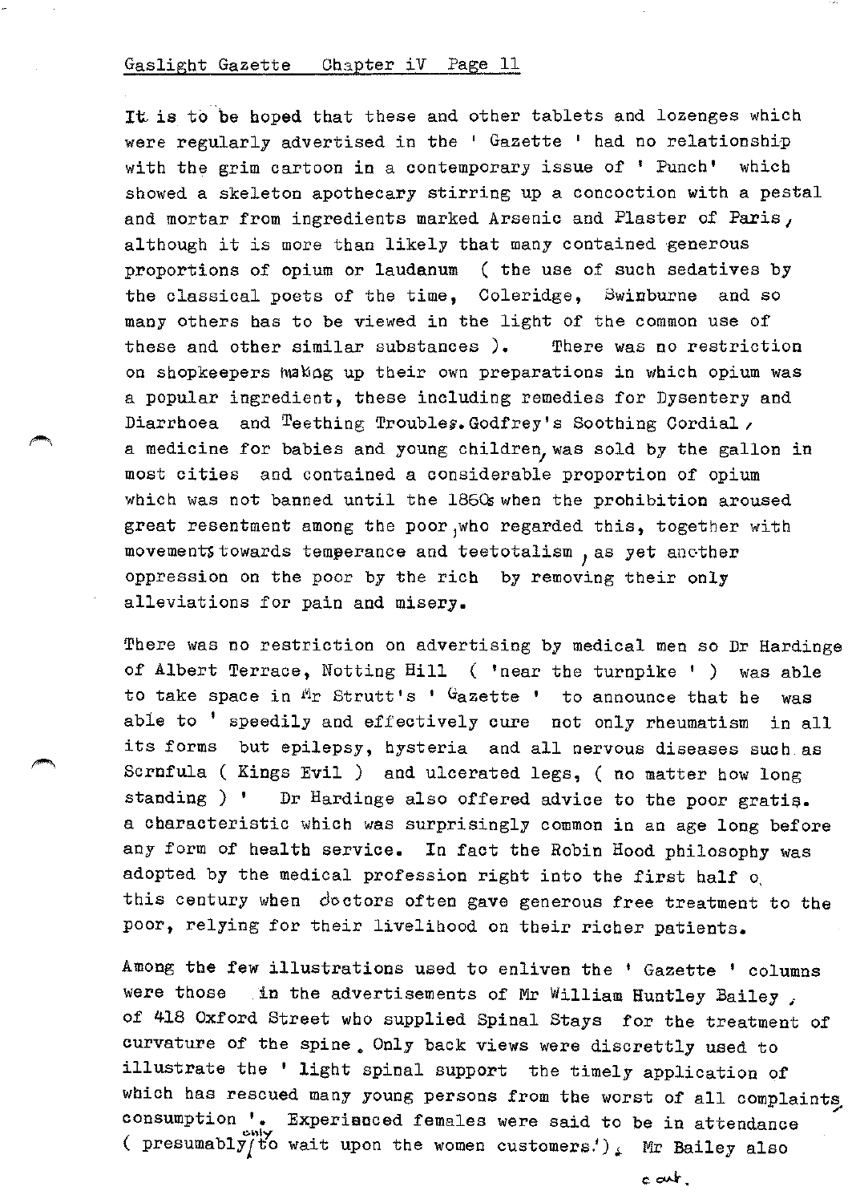It is to be hoped that these and other tablets and lozenges which were regularly advertised in the ' Gazette ' had no relationship with the grim cartoon in a contemporary issue of ' Punch' which showed a skeleton apothecary stirring up a concoction with a pestal and mortar from ingredients marked Arsenic and Plaster of Paris, although it is more than likely that many contained generous proportions of opium or laudanum ( the use of such sedatives by the classical poets of the time, Coleridge, Swinburne and so many others has to be viewed in the light of the common use of these and other similar substances ). There was no restriction on shopkeepers making up their own preparations in which opium was a popular ingredient, these including remedies for Dysentery and Diarrhoea and Teething Troubles. Godfrey's Soothing Cordial, a medicine for babies and young children, was sold by the gallon in most cities and contained a considerable proportion of opium which was not banned until the 1860s when the prohibition aroused great resentment among the poor, who regarded this, together with movements towards temperance and teetotalism, as yet another oppression on the poor by the rich by removing their only alleviations for pain and misery.

There was no restriction on advertising by medical men so Dr Hardinge of Albert Terrace, Notting Hill ( 'near the turnpike ' ) was able to take space in Mr Strutt's ' Gazette ' to announce that he was able to ' speedily and effectively cure not only rheumatism in all its forms but epilepsy, hysteria and all nervous diseases such as Scrnfula ( Kings Evil ) and ulcerated legs, ( no matter how long standing ) ' Dr Hardinge also offered advice to the poor gratis. a characteristic which was surprisingly common in an age long before any form of health service. In fact the Robin Hood philosophy was adopted by the medical profession right into the first half of this century when doctors often gave generous free treatment to the poor, relying for their livelihood on their richer patients.

Among the few illustrations used to enliven the ' Gazette ' columns were those in the advertisements of Mr William Huntley Bailey, of 418 Oxford Street who supplied Spinal Stays for the treatment of curvature of the spine. Only back views were discrettly used to illustrate the ' light spinal support the timely application of which has rescued many young persons from the worst of all complaints, consumption '. Experienced females were said to be in attendance ( presumably only to wait upon the women customers!). Mr Bailey also

cont.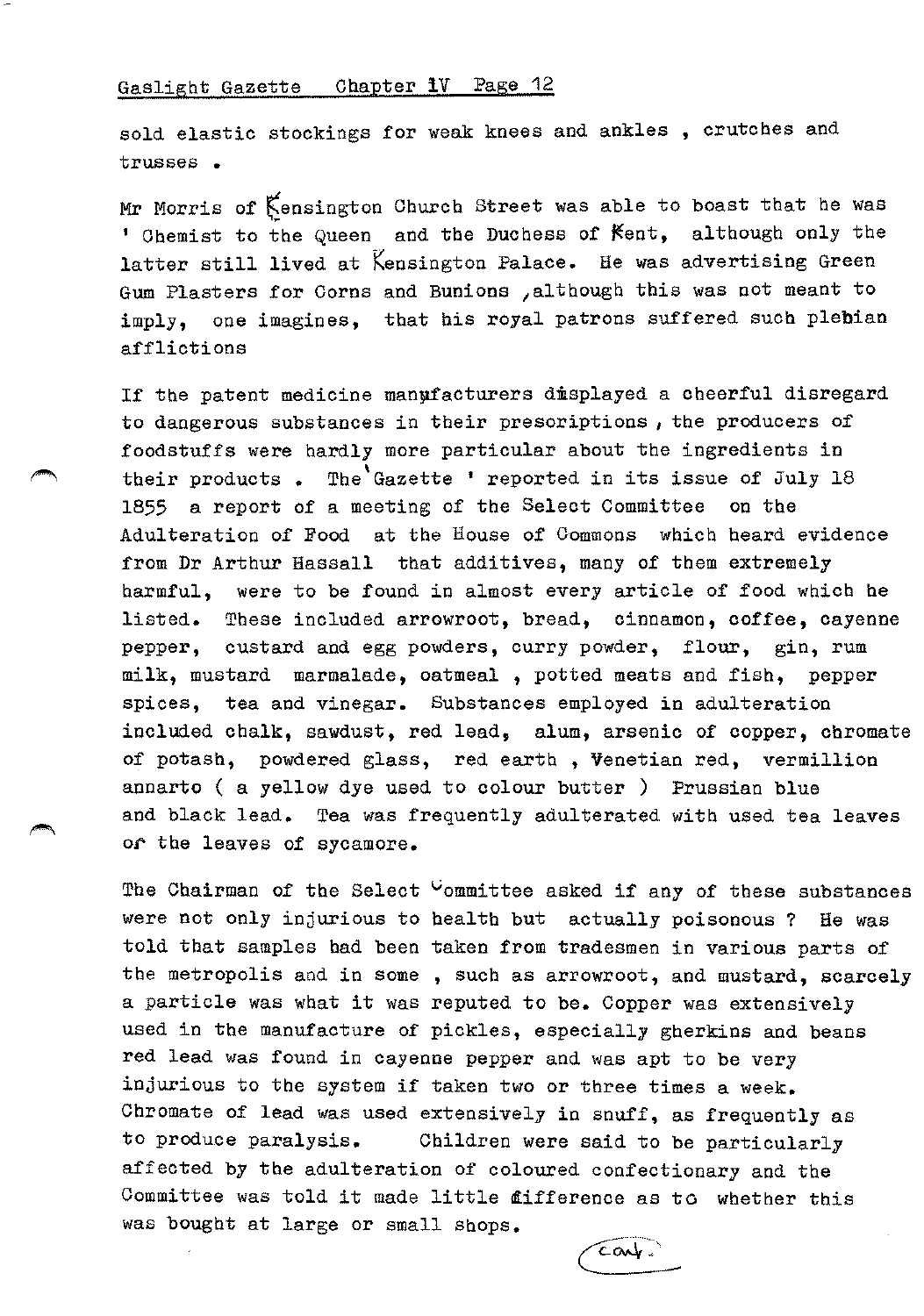sold elastic stockings for weak knees and ankles , crutches and trusses .

Mr Morris of Kensington Church Street was able to boast that he was ' Chemist to the Queen and the Duchess of Kent, although only the latter still lived at Kensington Palace. He was advertising Green Gum Plasters for Corns and Bunions ,although this was not meant to imply, one imagines, that his royal patrons suffered such plebian afflictions

If the patent medicine manufacturers displayed a cheerful disregard to dangerous substances in their prescriptions , the producers of foodstuffs were hardly more particular about the ingredients in their products . The 'Gazette ' reported in its issue of July 18 1855 a report of a meeting of the Select Committee on the Adulteration of Food at the House of Commons which heard evidence from Dr Arthur Hassall that additives, many of them extremely harmful, were to be found in almost every article of food which he listed. These included arrowroot, bread, cinnamon, coffee, cayenne pepper, custard and egg powders, curry powder, flour, gin, rum milk, mustard marmalade, oatmeal , potted meats and fish, pepper spices, tea and vinegar. Substances employed in adulteration included chalk, sawdust, red lead, alum, arsenic of copper, chromate of potash, powdered glass, red earth , Venetian red, vermillion annarto ( a yellow dye used to colour butter ) Prussian blue and black lead. Tea was frequently adulterated with used tea leaves or the leaves of sycamore.

The Chairman of the Select Committee asked if any of these substances were not only injurious to health but actually poisonous ? He was told that samples had been taken from tradesmen in various parts of the metropolis and in some , such as arrowroot, and mustard, scarcely a particle was what it was reputed to be. Copper was extensively used in the manufacture of pickles, especially gherkins and beans red lead was found in cayenne pepper and was apt to be very injurious to the system if taken two or three times a week. Chromate of lead was used extensively in snuff, as frequently as to produce paralysis. Children were said to be particularly affected by the adulteration of coloured confectionary and the Committee was told it made little difference as to whether this was bought at large or small shops.

cont.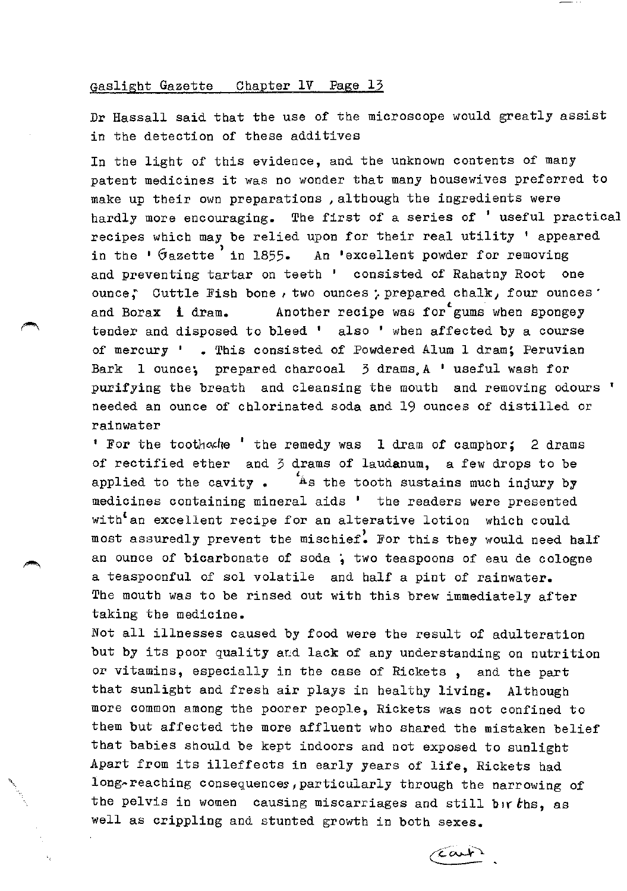Dr Hassall said that the use of the microscope would greatly assist in the detection of these additives

In the light of this evidence, and the unknown contents of many patent medicines it was no wonder that many housewives preferred to make up their own preparations , although the ingredients were hardly more encouraging. The first of a series of ' useful practical recipes which may be relied upon for their real utility ' appeared in the ' Gazette ' in 1855. An 'excellent powder for removing and preventing tartar on teeth ' consisted of Rahatny Root one ounce; Cuttle Fish bone , two ounces ; prepared chalk, four ounces and Borax 1 dram. Another recipe was for 'gums when spongey tender and disposed to bleed ' also ' when affected by a course of mercury ' . This consisted of Powdered Alum 1 dram; Peruvian Bark 1 ounce; prepared charcoal 3 drams. A ' useful wash for purifying the breath and cleansing the mouth and removing odours ' needed an ounce of chlorinated soda and 19 ounces of distilled or rainwater

' For the toothache ' the remedy was 1 dram of camphor; 2 drams of rectified ether and 3 drams of laudanum, a few drops to be applied to the cavity . 'As the tooth sustains much injury by medicines containing mineral aids ' the readers were presented with 'an excellent recipe for an alterative lotion which could most assuredly prevent the mischief'. For this they would need half an ounce of bicarbonate of soda ; two teaspoons of eau de cologne a teaspoonful of sol volatile and half a pint of rainwater. The mouth was to be rinsed out with this brew immediately after taking the medicine.

Not all illnesses caused by food were the result of adulteration but by its poor quality and lack of any understanding on nutrition or vitamins, especially in the case of Rickets , and the part that sunlight and fresh air plays in healthy living. Although more common among the poorer people, Rickets was not confined to them but affected the more affluent who shared the mistaken belief that babies should be kept indoors and not exposed to sunlight Apart from its illeffects in early years of life, Rickets had long-reaching consequences, particularly through the narrowing of the pelvis in women causing miscarriages and still births, as well as crippling and stunted growth in both sexes.

cont.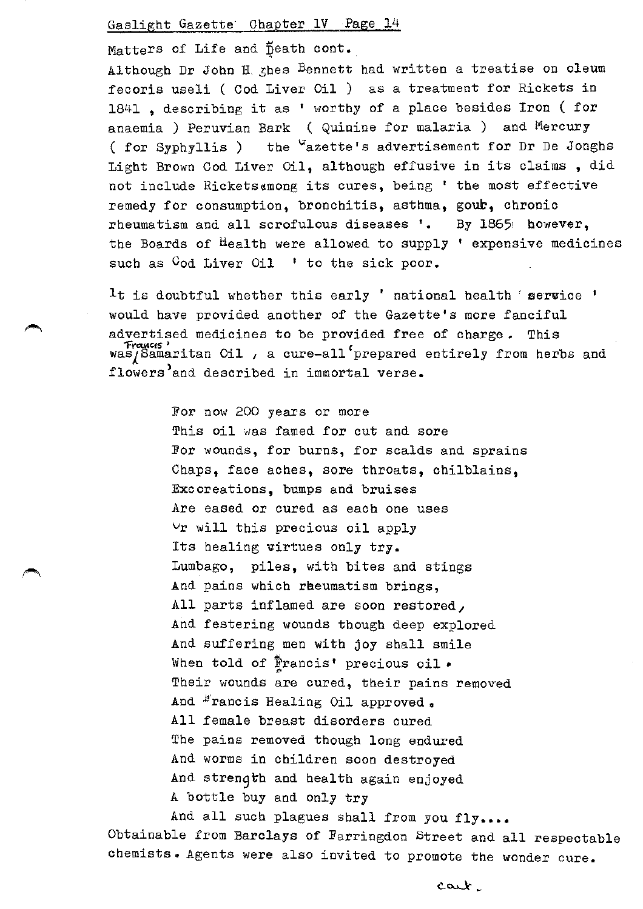Matters of Life and Death cont.

Although Dr John Hughes Bennett had written a treatise on oleum fecoris useli ( Cod Liver Oil ) as a treatment for Rickets in 1841 , describing it as ' worthy of a place besides Iron ( for anaemia ) Peruvian Bark ( Quinine for malaria ) and Mercury ( for Syphyllis ) the Gazette's advertisement for Dr De Jonghs Light Brown Cod Liver Oil, although effusive in its claims , did not include Rickets among its cures, being ' the most effective remedy for consumption, bronchitis, asthma, gout, chronic rheumatism and all scrofulous diseases '. By 1865 however, the Boards of Health were allowed to supply ' expensive medicines such as Cod Liver Oil ' to the sick poor.

It is doubtful whether this early ' national health service ' would have provided another of the Gazette's more fanciful advertised medicines to be provided free of charge. This was Francis' Samaritan Oil , a cure-all 'prepared entirely from herbs and flowers' and described in immortal verse.

> For now 200 years or more
> This oil was famed for cut and sore
> For wounds, for burns, for scalds and sprains
> Chaps, face aches, sore throats, chilblains,
> Excoreations, bumps and bruises
> Are eased or cured as each one uses
> Or will this precious oil apply
> Its healing virtues only try.
> Lumbago, piles, with bites and stings
> And pains which rheumatism brings,
> All parts inflamed are soon restored,
> And festering wounds though deep explored
> And suffering men with joy shall smile
> When told of Francis' precious oil.
> Their wounds are cured, their pains removed
> And Francis Healing Oil approved.
> All female breast disorders cured
> The pains removed though long endured
> And worms in children soon destroyed
> And strength and health again enjoyed
> A bottle buy and only try
> And all such plagues shall from you fly....

Obtainable from Barclays of Farringdon Street and all respectable chemists. Agents were also invited to promote the wonder cure.

cont.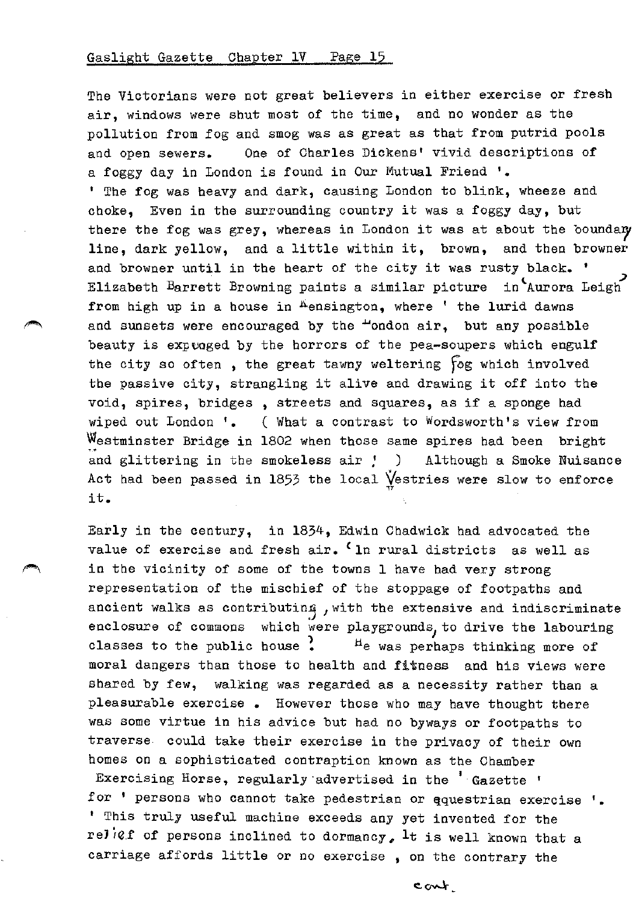The Victorians were not great believers in either exercise or fresh air, windows were shut most of the time, and no wonder as the pollution from fog and smog was as great as that from putrid pools and open sewers. One of Charles Dickens' vivid descriptions of a foggy day in London is found in Our Mutual Friend '.

' The fog was heavy and dark, causing London to blink, wheeze and choke, Even in the surrounding country it was a foggy day, but there the fog was grey, whereas in London it was at about the boundary line, dark yellow, and a little within it, brown, and then browner and browner until in the heart of the city it was rusty black. ' Elizabeth Barrett Browning paints a similar picture in 'Aurora Leigh' from high up in a house in Kensington, where ' the lurid dawns and sunsets were encouraged by the London air, but any possible beauty is expunged by the horrors of the pea-soupers which engulf the city so often , the great tawny weltering fog which involved the passive city, strangling it alive and drawing it off into the void, spires, bridges , streets and squares, as if a sponge had wiped out London '. ( What a contrast to Wordsworth's view from Westminster Bridge in 1802 when those same spires had been bright and glittering in the smokeless air ! ) Although a Smoke Nuisance Act had been passed in 1853 the local Vestries were slow to enforce it.

Early in the century, in 1834, Edwin Chadwick had advocated the value of exercise and fresh air. 'In rural districts as well as in the vicinity of some of the towns I have had very strong representation of the mischief of the stoppage of footpaths and ancient walks as contributing, with the extensive and indiscriminate enclosure of commons which were playgrounds, to drive the labouring classes to the public house '. He was perhaps thinking more of moral dangers than those to health and fitness and his views were shared by few, walking was regarded as a necessity rather than a pleasurable exercise . However those who may have thought there was some virtue in his advice but had no byways or footpaths to traverse could take their exercise in the privacy of their own homes on a sophisticated contraption known as the Chamber Exercising Horse, regularly advertised in the ' Gazette ' for ' persons who cannot take pedestrian or equestrian exercise '. ' This truly useful machine exceeds any yet invented for the relief of persons inclined to dormancy, It is well known that a carriage affords little or no exercise , on the contrary the

cont.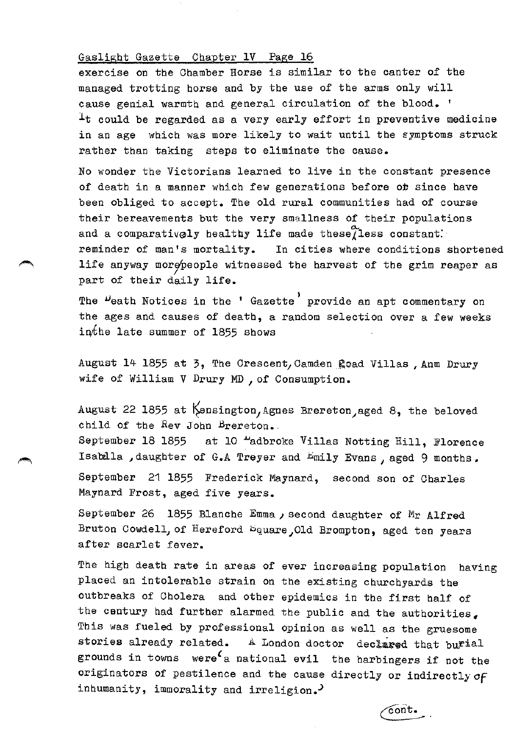exercise on the Chamber Horse is similar to the canter of the managed trotting horse and by the use of the arms only will cause genial warmth and general circulation of the blood. '

It could be regarded as a very early effort in preventive medicine in an age which was more likely to wait until the symptoms struck rather than taking steps to eliminate the cause.

No wonder the Victorians learned to live in the constant presence of death in a manner which few generations before or since have been obliged to accept. The old rural communities had of course their bereavements but the very smallness of their populations and a comparatively healthy life made these a less constant reminder of man's mortality. In cities where conditions shortened life anyway more people witnessed the harvest of the grim reaper as part of their daily life.

The Death Notices in the ' Gazette' provide an apt commentary on the ages and causes of death, a random selection over a few weeks in the late summer of 1855 shows

August 14 1855 at 3, The Crescent, Camden Road Villas, Ann Drury wife of William V Drury MD, of Consumption.

August 22 1855 at Kensington, Agnes Brereton, aged 8, the beloved child of the Rev John Brereton.

September 18 1855 at 10 Ladbroke Villas Notting Hill, Florence Isabella, daughter of G.A Treyer and Emily Evans, aged 9 months.

September 21 1855 Frederick Maynard, second son of Charles Maynard Frost, aged five years.

September 26 1855 Blanche Emma, second daughter of Mr Alfred Bruton Cowdell, of Hereford Square, Old Brompton, aged ten years after scarlet fever.

The high death rate in areas of ever increasing population having placed an intolerable strain on the existing churchyards the outbreaks of Cholera and other epidemics in the first half of the century had further alarmed the public and the authorities. This was fueled by professional opinion as well as the gruesome stories already related. A London doctor declared that burial grounds in towns were 'a national evil the harbingers if not the originators of pestilence and the cause directly or indirectly of inhumanity, immorality and irreligion.'

cont.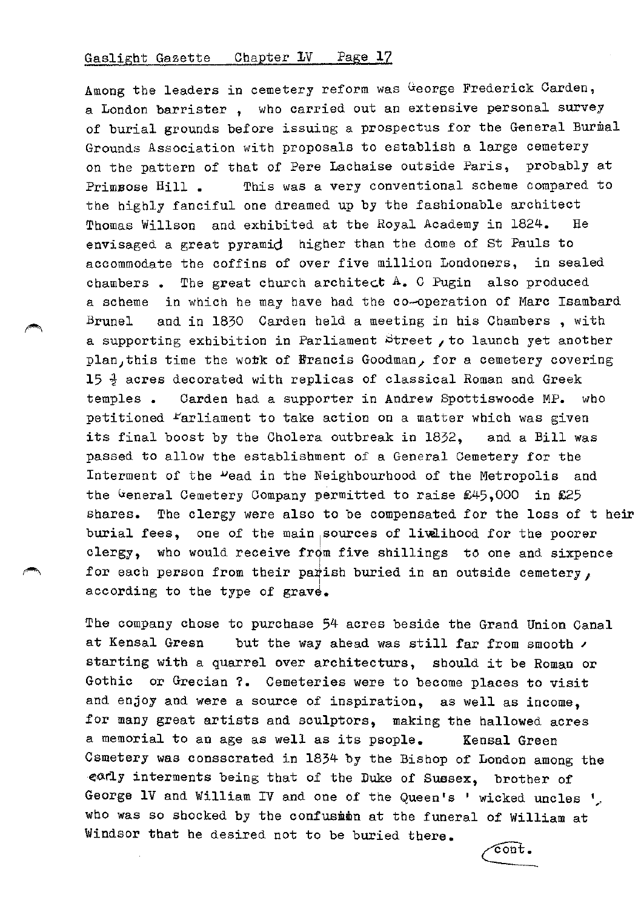Among the leaders in cemetery reform was George Frederick Carden, a London barrister , who carried out an extensive personal survey of burial grounds before issuing a prospectus for the General Burial Grounds Association with proposals to establish a large cemetery on the pattern of that of Pere Lachaise outside Paris, probably at Primrose Hill . This was a very conventional scheme compared to the highly fanciful one dreamed up by the fashionable architect Thomas Willson and exhibited at the Royal Academy in 1824. He envisaged a great pyramid higher than the dome of St Pauls to accommodate the coffins of over five million Londoners, in sealed chambers . The great church architect A. C Pugin also produced a scheme in which he may have had the co-operation of Marc Isambard Brunel and in 1830 Carden held a meeting in his Chambers , with a supporting exhibition in Parliament Street , to launch yet another plan, this time the work of Francis Goodman, for a cemetery covering 15 ½ acres decorated with replicas of classical Roman and Greek temples . Carden had a supporter in Andrew Spottiswoode MP. who petitioned Parliament to take action on a matter which was given its final boost by the Cholera outbreak in 1832, and a Bill was passed to allow the establishment of a General Cemetery for the Interment of the Dead in the Neighbourhood of the Metropolis and the General Cemetery Company permitted to raise £45,000 in £25 shares. The clergy were also to be compensated for the loss of their burial fees, one of the main sources of livlihood for the poorer clergy, who would receive from five shillings to one and sixpence for each person from their parish buried in an outside cemetery, according to the type of grave.

The company chose to purchase 54 acres beside the Grand Union Canal at Kensal Green but the way ahead was still far from smooth , starting with a quarrel over architecture, should it be Roman or Gothic or Grecian ?. Cemeteries were to become places to visit and enjoy and were a source of inspiration, as well as income, for many great artists and sculptors, making the hallowed acres a memorial to an age as well as its people. Kensal Green Cemetery was consecrated in 1834 by the Bishop of London among the early interments being that of the Duke of Sussex, brother of George IV and William IV and one of the Queen's ' wicked uncles ', who was so shocked by the confusion at the funeral of William at Windsor that he desired not to be buried there.

cont.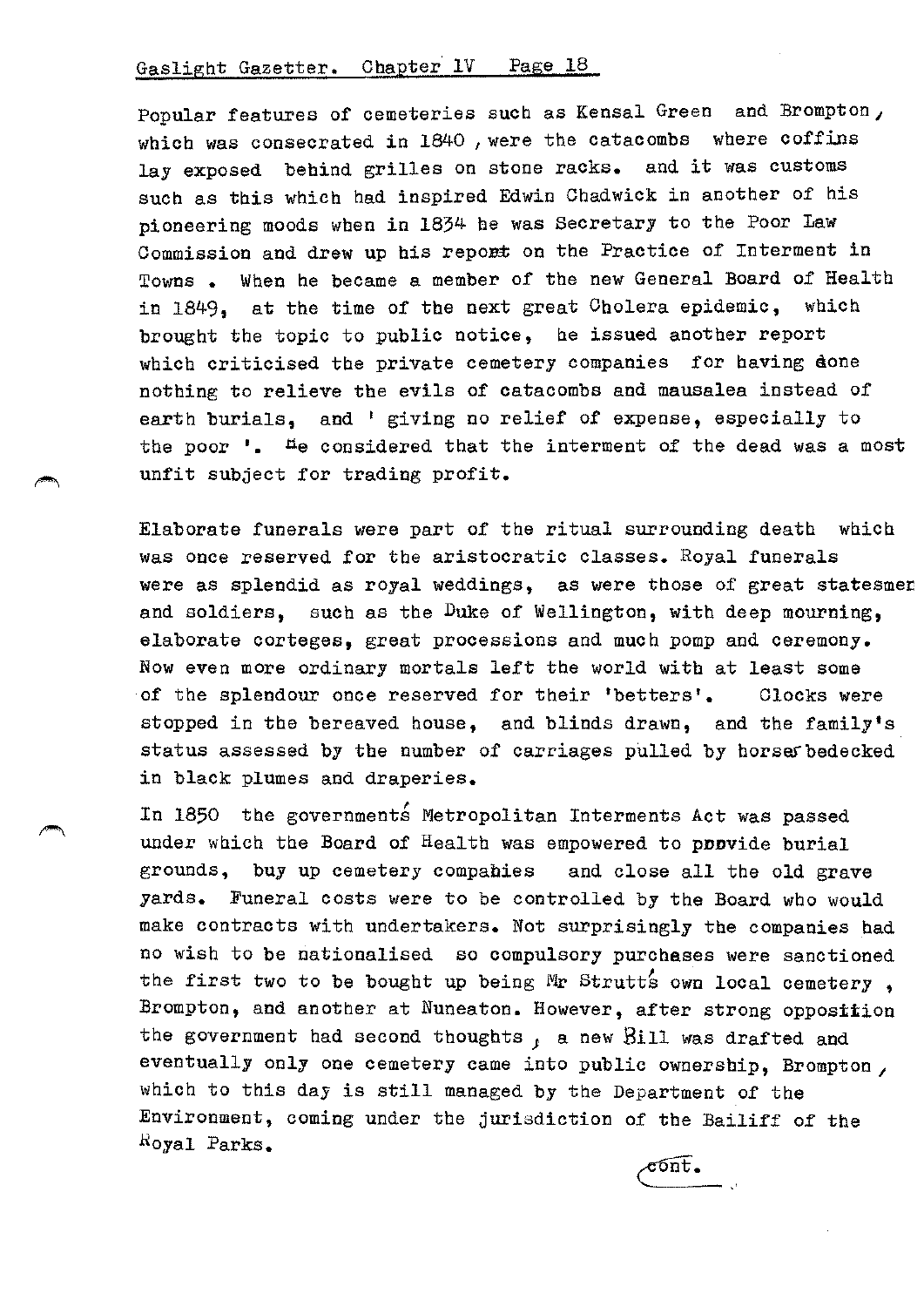Popular features of cemeteries such as Kensal Green and Brompton, which was consecrated in 1840, were the catacombs where coffins lay exposed behind grilles on stone racks. and it was customs such as this which had inspired Edwin Chadwick in another of his pioneering moods when in 1834 he was Secretary to the Poor Law Commission and drew up his report on the Practice of Interment in Towns. When he became a member of the new General Board of Health in 1849, at the time of the next great Cholera epidemic, which brought the topic to public notice, he issued another report which criticised the private cemetery companies for having done nothing to relieve the evils of catacombs and mausalea instead of earth burials, and ' giving no relief of expense, especially to the poor '. He considered that the interment of the dead was a most unfit subject for trading profit.

Elaborate funerals were part of the ritual surrounding death which was once reserved for the aristocratic classes. Royal funerals were as splendid as royal weddings, as were those of great statesmen and soldiers, such as the Duke of Wellington, with deep mourning, elaborate corteges, great processions and much pomp and ceremony. Now even more ordinary mortals left the world with at least some of the splendour once reserved for their 'betters'. Clocks were stopped in the bereaved house, and blinds drawn, and the family's status assessed by the number of carriages pulled by horses bedecked in black plumes and draperies.

In 1850 the government's Metropolitan Interments Act was passed under which the Board of Health was empowered to provide burial grounds, buy up cemetery companies and close all the old grave yards. Funeral costs were to be controlled by the Board who would make contracts with undertakers. Not surprisingly the companies had no wish to be nationalised so compulsory purchases were sanctioned the first two to be bought up being Mr Strutt's own local cemetery, Brompton, and another at Nuneaton. However, after strong opposition the government had second thoughts, a new Bill was drafted and eventually only one cemetery came into public ownership, Brompton, which to this day is still managed by the Department of the Environment, coming under the jurisdiction of the Bailiff of the Royal Parks.

cont.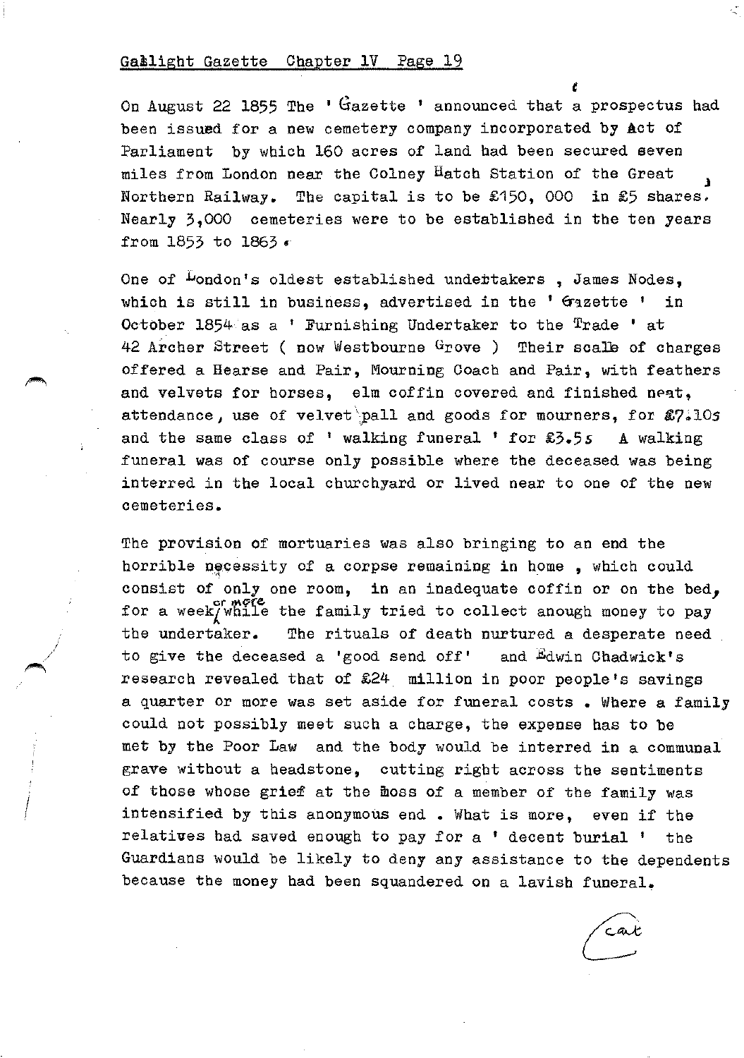On August 22 1855 The ' Gazette ' announced that a prospectus had been issued for a new cemetery company incorporated by Act of Parliament by which 160 acres of land had been secured seven miles from London near the Colney Hatch Station of the Great Northern Railway. The capital is to be £150, 000 in £5 shares. Nearly 3,000 cemeteries were to be established in the ten years from 1853 to 1863.

One of London's oldest established undertakers , James Nodes, which is still in business, advertised in the ' Gazette ' in October 1854 as a ' Furnishing Undertaker to the Trade ' at 42 Archer Street ( now Westbourne Grove ) Their scale of charges offered a Hearse and Pair, Mourning Coach and Pair, with feathers and velvets for horses, elm coffin covered and finished neat, attendance, use of velvet pall and goods for mourners, for £7.10s and the same class of ' walking funeral ' for £3.5s A walking funeral was of course only possible where the deceased was being interred in the local churchyard or lived near to one of the new cemeteries.

The provision of mortuaries was also bringing to an end the horrible necessity of a corpse remaining in home , which could consist of only one room, in an inadequate coffin or on the bed, for a week or more while the family tried to collect anough money to pay the undertaker. The rituals of death nurtured a desperate need to give the deceased a 'good send off' and Edwin Chadwick's research revealed that of £24 million in poor people's savings a quarter or more was set aside for funeral costs . Where a family could not possibly meet such a charge, the expense has to be met by the Poor Law and the body would be interred in a communal grave without a headstone, cutting right across the sentiments of those whose grief at the loss of a member of the family was intensified by this anonymous end . What is more, even if the relatives had saved enough to pay for a ' decent burial ' the Guardians would be likely to deny any assistance to the dependents because the money had been squandered on a lavish funeral.

cont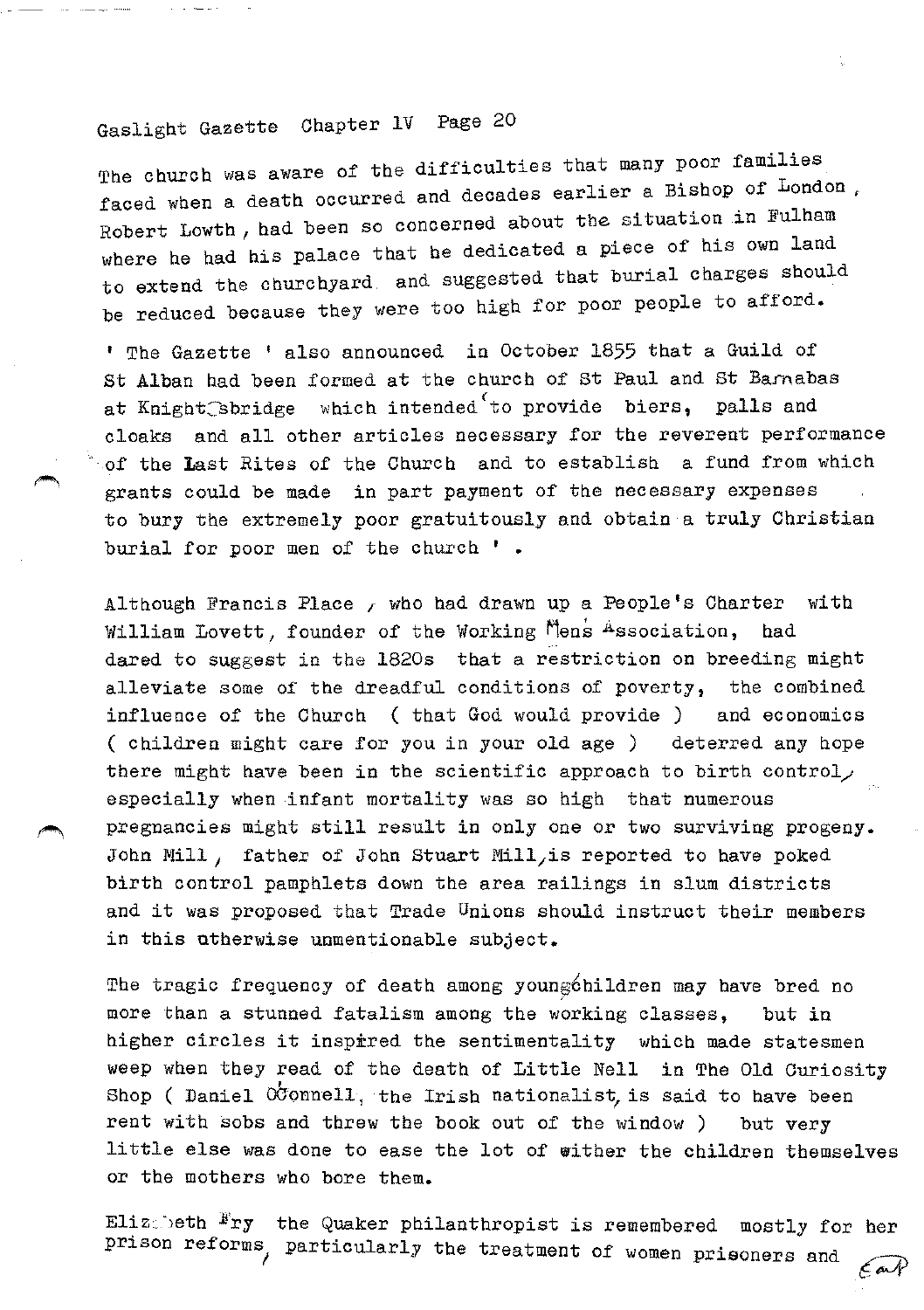The church was aware of the difficulties that many poor families faced when a death occurred and decades earlier a Bishop of London, Robert Lowth, had been so concerned about the situation in Fulham where he had his palace that he dedicated a piece of his own land to extend the churchyard and suggested that burial charges should be reduced because they were too high for poor people to afford.

' The Gazette ' also announced in October 1855 that a Guild of St Alban had been formed at the church of St Paul and St Barnabas at Knightsbridge which intended 'to provide biers, palls and cloaks and all other articles necessary for the reverent performance of the Last Rites of the Church and to establish a fund from which grants could be made in part payment of the necessary expenses to bury the extremely poor gratuitously and obtain a truly Christian burial for poor men of the church ' .

Although Francis Place, who had drawn up a People's Charter with William Lovett, founder of the Working Mens Association, had dared to suggest in the 1820s that a restriction on breeding might alleviate some of the dreadful conditions of poverty, the combined influence of the Church ( that God would provide ) and economics ( children might care for you in your old age ) deterred any hope there might have been in the scientific approach to birth control, especially when infant mortality was so high that numerous pregnancies might still result in only one or two surviving progeny. John Mill, father of John Stuart Mill, is reported to have poked birth control pamphlets down the area railings in slum districts and it was proposed that Trade Unions should instruct their members in this otherwise unmentionable subject.

The tragic frequency of death among young children may have bred no more than a stunned fatalism among the working classes, but in higher circles it inspired the sentimentality which made statesmen weep when they read of the death of Little Nell in The Old Curiosity Shop ( Daniel O'Connell, the Irish nationalist, is said to have been rent with sobs and threw the book out of the window ) but very little else was done to ease the lot of either the children themselves or the mothers who bore them.

Elizabeth Fry the Quaker philanthropist is remembered mostly for her prison reforms, particularly the treatment of women prisoners and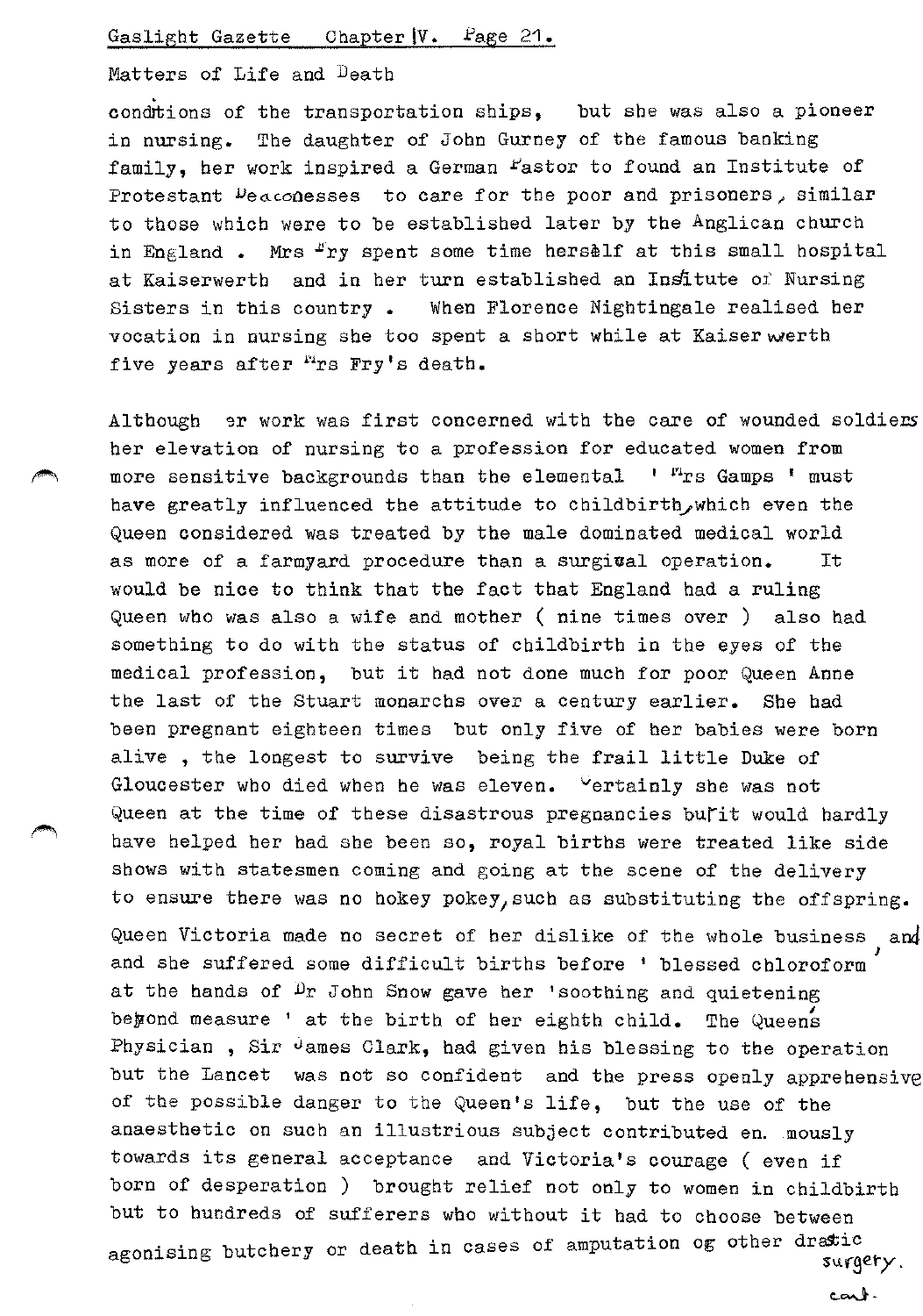Matters of Life and Death

conditions of the transportation ships, but she was also a pioneer in nursing. The daughter of John Gurney of the famous banking family, her work inspired a German Pastor to found an Institute of Protestant Deaconesses to care for the poor and prisoners, similar to those which were to be established later by the Anglican church in England . Mrs Fry spent some time herself at this small hospital at Kaiserwerth and in her turn established an Institute of Nursing Sisters in this country . When Florence Nightingale realised her vocation in nursing she too spent a short while at Kaiserwerth five years after Mrs Fry's death.

Although her work was first concerned with the care of wounded soldiers her elevation of nursing to a profession for educated women from more sensitive backgrounds than the elemental ' Mrs Gamps ' must have greatly influenced the attitude to childbirth, which even the Queen considered was treated by the male dominated medical world as more of a farmyard procedure than a surgical operation. It would be nice to think that the fact that England had a ruling Queen who was also a wife and mother ( nine times over ) also had something to do with the status of childbirth in the eyes of the medical profession, but it had not done much for poor Queen Anne the last of the Stuart monarchs over a century earlier. She had been pregnant eighteen times but only five of her babies were born alive , the longest to survive being the frail little Duke of Gloucester who died when he was eleven. Certainly she was not Queen at the time of these disastrous pregnancies but it would hardly have helped her had she been so, royal births were treated like side shows with statesmen coming and going at the scene of the delivery to ensure there was no hokey pokey, such as substituting the offspring.

Queen Victoria made no secret of her dislike of the whole business, and and she suffered some difficult births before ' blessed chloroform' at the hands of Dr John Snow gave her 'soothing and quietening beyond measure ' at the birth of her eighth child. The Queen's Physician , Sir James Clark, had given his blessing to the operation but the Lancet was not so confident and the press openly apprehensive of the possible danger to the Queen's life, but the use of the anaesthetic on such an illustrious subject contributed en. mously towards its general acceptance and Victoria's courage ( even if born of desperation ) brought relief not only to women in childbirth but to hundreds of sufferers who without it had to choose between agonising butchery or death in cases of amputation or other drastic surgery.

cont.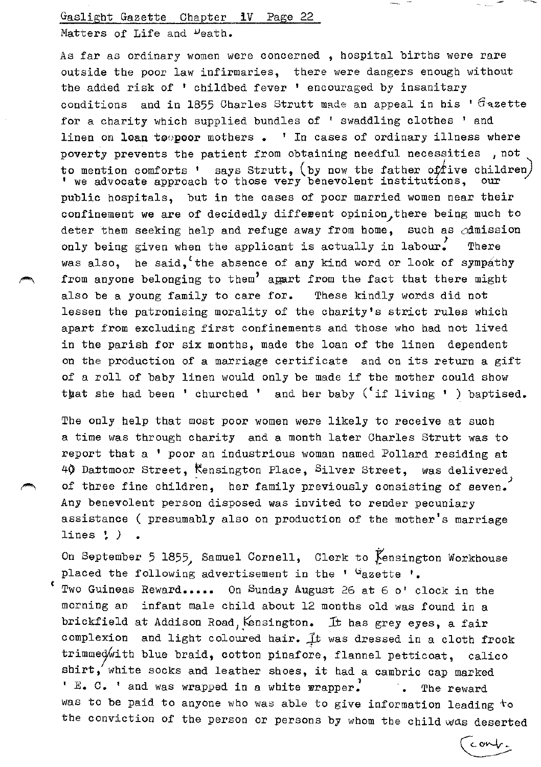Gaslight Gazette Chapter IV Page 22

Matters of Life and Death.

As far as ordinary women were concerned , hospital births were rare outside the poor law infirmaries, there were dangers enough without the added risk of ' childbed fever ' encouraged by insanitary conditions and in 1855 Charles Strutt made an appeal in his ' Gazette for a charity which supplied bundles of ' swaddling clothes ' and linen on loan to poor mothers . ' In cases of ordinary illness where poverty prevents the patient from obtaining needful necessities , not to mention comforts ' says Strutt, (by now the father of five children) ' we advocate approach to those very benevolent institutions, our public hospitals, but in the cases of poor married women near their confinement we are of decidedly different opinion, there being much to deter them seeking help and refuge away from home, such as admission only being given when the applicant is actually in labour.' There was also, he said, 'the absence of any kind word or look of sympathy from anyone belonging to them' apart from the fact that there might also be a young family to care for. These kindly words did not lessen the patronising morality of the charity's strict rules which apart from excluding first confinements and those who had not lived in the parish for six months, made the loan of the linen dependent on the production of a marriage certificate and on its return a gift of a roll of baby linen would only be made if the mother could show that she had been ' churched ' and her baby ('if living ' ) baptised.

The only help that most poor women were likely to receive at such a time was through charity and a month later Charles Strutt was to report that a ' poor an industrious woman named Pollard residing at 40 Dartmoor Street, Kensington Place, Silver Street, was delivered, of three fine children, her family previously consisting of seven.' Any benevolent person disposed was invited to render pecuniary assistance ( presumably also on production of the mother's marriage lines ! ) .

On September 5 1855, Samuel Cornell, Clerk to Kensington Workhouse placed the following advertisement in the ' Gazette '.

' Two Guineas Reward..... On Sunday August 26 at 6 o' clock in the morning an infant male child about 12 months old was found in a brickfield at Addison Road, Kensington. It has grey eyes, a fair complexion and light coloured hair. It was dressed in a cloth frock trimmed with blue braid, cotton pinafore, flannel petticoat, calico shirt, white socks and leather shoes, it had a cambric cap marked ' E. C. ' and was wrapped in a white wrapper.' . The reward was to be paid to anyone who was able to give information leading to the conviction of the person or persons by whom the child was deserted

cont.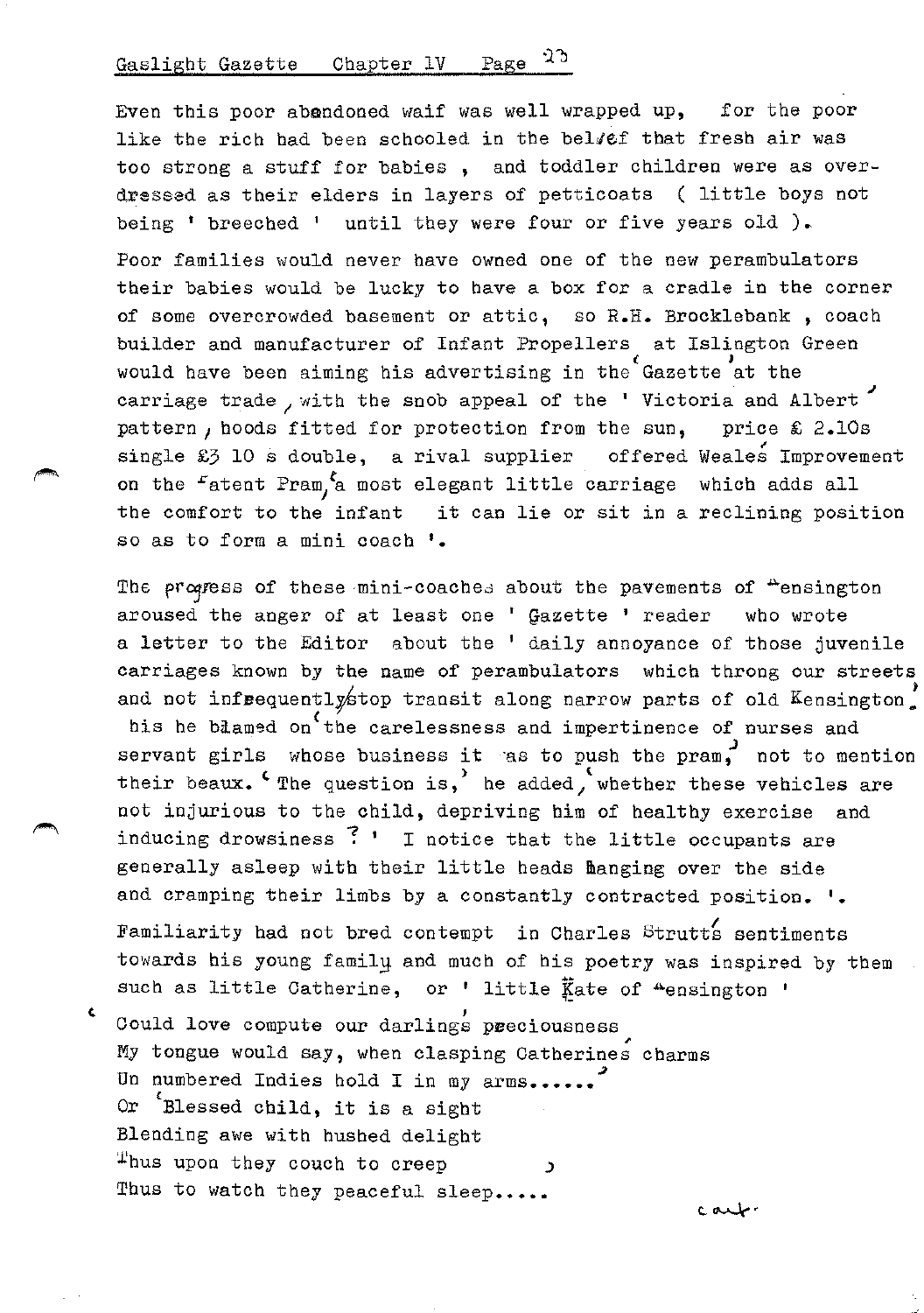Even this poor abandoned waif was well wrapped up, for the poor like the rich had been schooled in the belief that fresh air was too strong a stuff for babies , and toddler children were as over-dressed as their elders in layers of petticoats ( little boys not being ' breeched ' until they were four or five years old ).

Poor families would never have owned one of the new perambulators their babies would be lucky to have a box for a cradle in the corner of some overcrowded basement or attic, so R.H. Brocklebank , coach builder and manufacturer of Infant Propellers at Islington Green would have been aiming his advertising in the 'Gazette' at the carriage trade, with the snob appeal of the ' Victoria and Albert' pattern, hoods fitted for protection from the sun, price £ 2.10s single £3 10 s double, a rival supplier offered Weale's Improvement on the 'Patent Pram,' a most elegant little carriage which adds all the comfort to the infant it can lie or sit in a reclining position so as to form a mini coach '.

The progress of these mini-coaches about the pavements of Kensington aroused the anger of at least one ' Gazette ' reader who wrote a letter to the Editor about the ' daily annoyance of those juvenile carriages known by the name of perambulators which throng our streets and not infrequently stop transit along narrow parts of old Kensington.' This he blamed on 'the carelessness and impertinence of nurses and servant girls whose business it was to push the pram,' not to mention their beaux. 'The question is,' he added, 'whether these vehicles are not injurious to the child, depriving him of healthy exercise and inducing drowsiness ? ' I notice that the little occupants are generally asleep with their little heads hanging over the side and cramping their limbs by a constantly contracted position. '.

Familiarity had not bred contempt in Charles Strutt's sentiments towards his young family and much of his poetry was inspired by them such as little Catherine, or ' little Kate of Kensington '

'Could love compute our darling's preciousness  
My tongue would say, when clasping Catherine's charms  
Un numbered Indies hold I in my arms......'  
Or 'Blessed child, it is a sight  
Blending awe with hushed delight  
Thus upon they couch to creep  
Thus to watch they peaceful sleep.....

cont.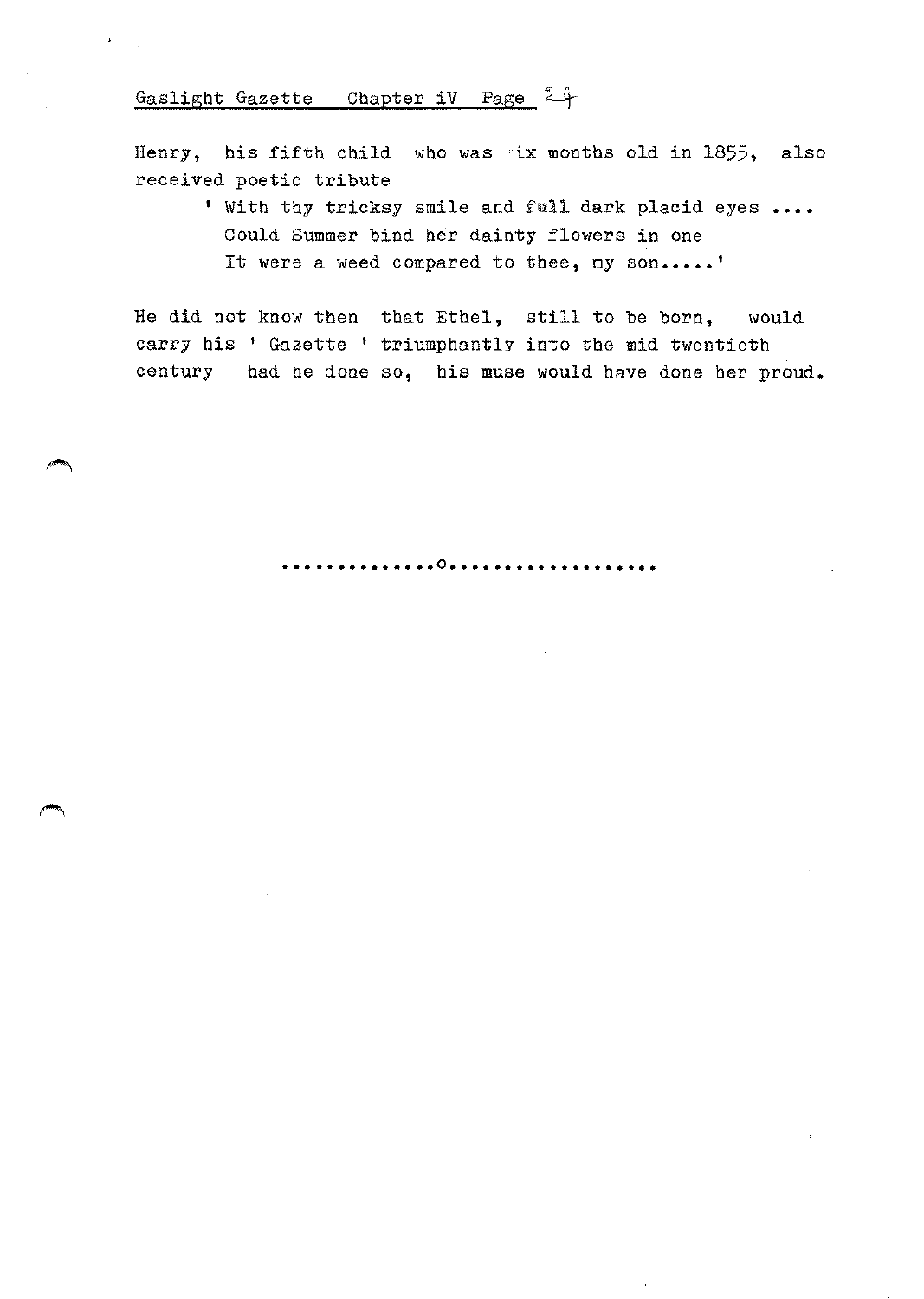Henry, his fifth child who was ix months old in 1855, also received poetic tribute

> ' With thy tricksy smile and full dark placid eyes ....
> Could Summer bind her dainty flowers in one
> It were a weed compared to thee, my son.....'

He did not know then that Ethel, still to be born, would carry his ' Gazette ' triumphantly into the mid twentieth century had he done so, his muse would have done her proud.

..............o..................